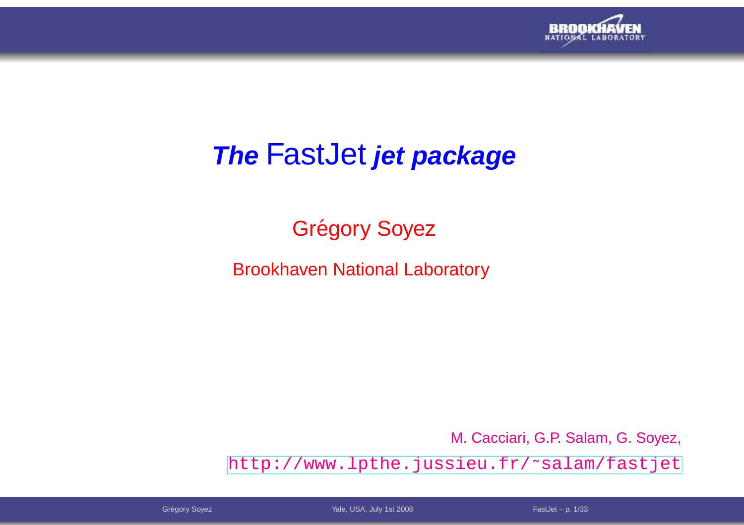# *The* FastJet *jet package*

Grégory Soyez

Brookhaven National Laboratory

M. Cacciari, G.P. Salam, G. Soyez,

http://www.lpthe.jussieu.fr/~salam/fastjet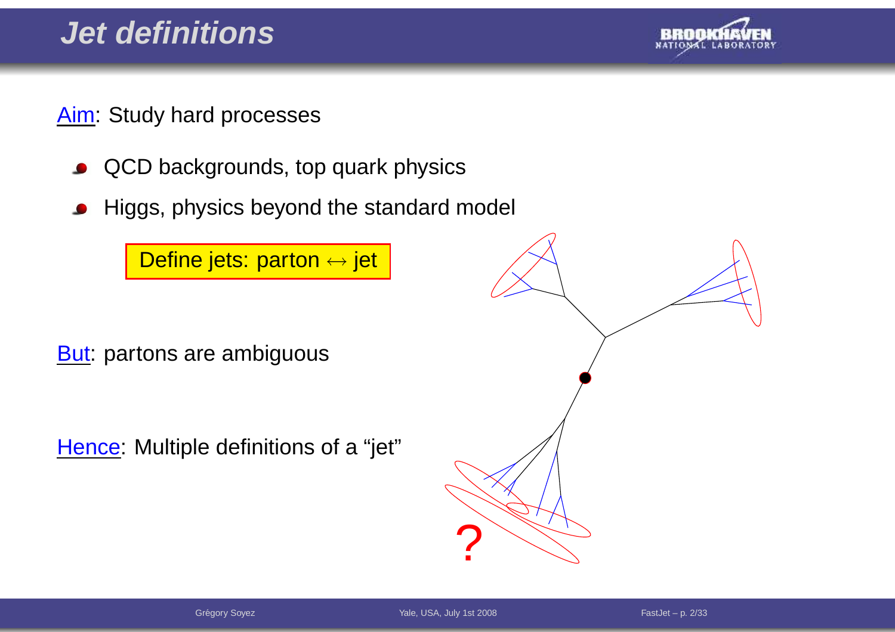# Jet definitions

Aim: Study hard processes

- QCD backgrounds, top quark physics
- Higgs, physics beyond the standard model

**Define jets: parton $\leftrightarrow$ jet**

But: partons are ambiguous

Hence: Multiple definitions of a "jet"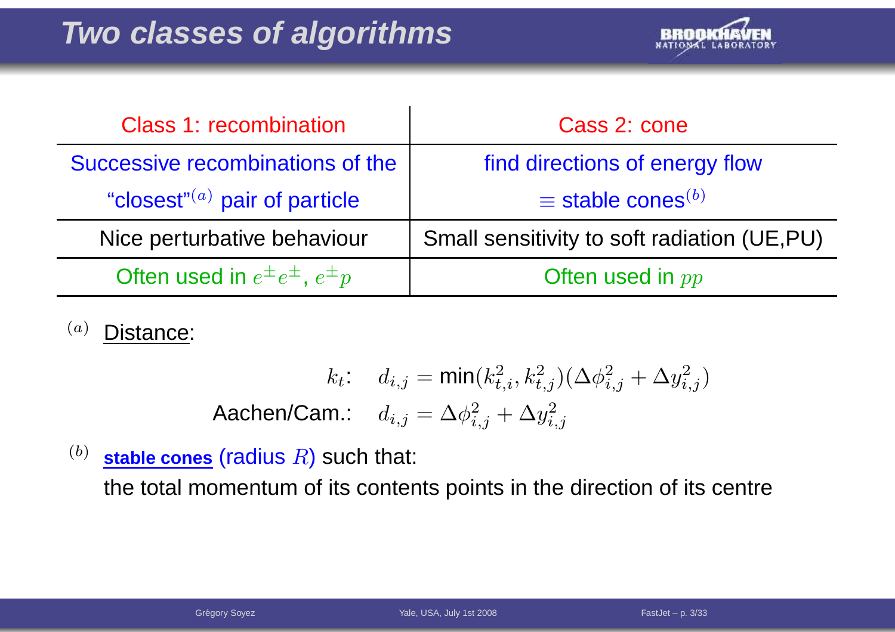# Two classes of algorithms

| Class 1: recombination | Cass 2: cone |
|---|---|
| Successive recombinations of the "closest"$^{(a)}$ pair of particle | find directions of energy flow $\equiv$ stable cones$^{(b)}$ |
| Nice perturbative behaviour | Small sensitivity to soft radiation (UE,PU) |
| Often used in $e^\pm e^\pm$, $e^\pm p$ | Often used in $pp$ |

$^{(a)}$ Distance:

$$k_t: \quad d_{i,j} = \min(k_{t,i}^2, k_{t,j}^2)(\Delta\phi_{i,j}^2 + \Delta y_{i,j}^2)$$

$$\text{Aachen/Cam.:} \quad d_{i,j} = \Delta\phi_{i,j}^2 + \Delta y_{i,j}^2$$

$^{(b)}$ **stable cones** (radius $R$) such that:
the total momentum of its contents points in the direction of its centre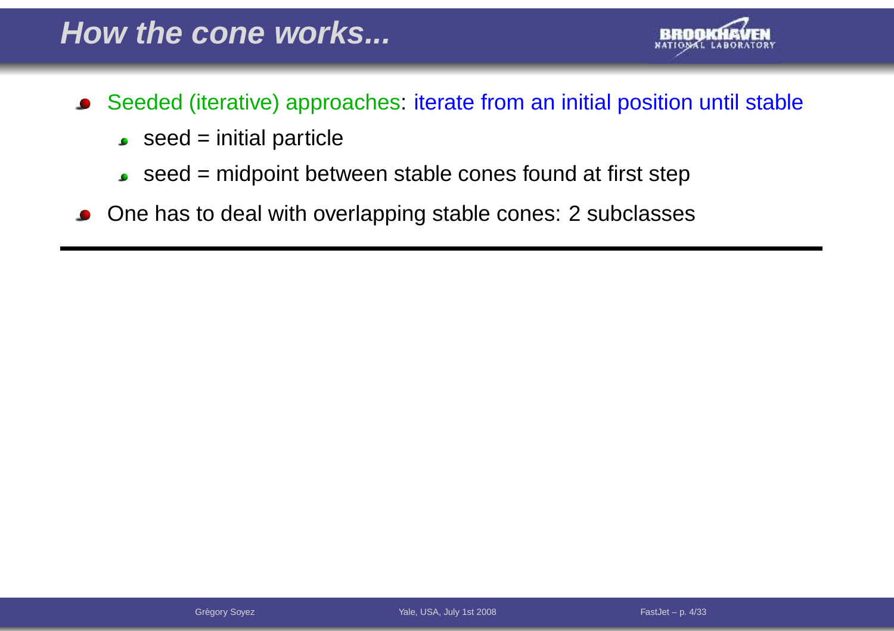# How the cone works...

- Seeded (iterative) approaches: iterate from an initial position until stable
  - seed = initial particle
  - seed = midpoint between stable cones found at first step
- One has to deal with overlapping stable cones: 2 subclasses

---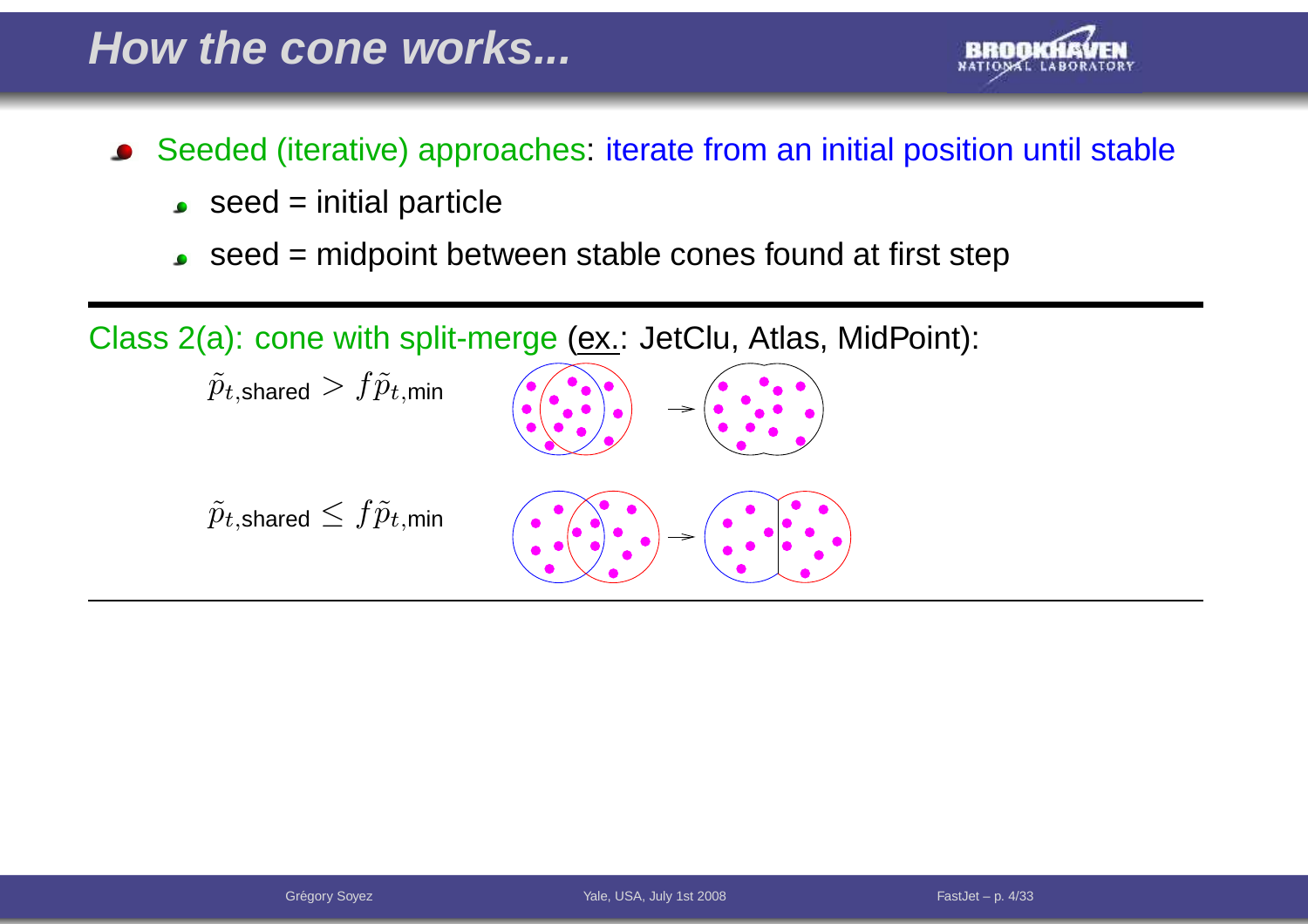# How the cone works...

- Seeded (iterative) approaches: iterate from an initial position until stable
  - seed = initial particle
  - seed = midpoint between stable cones found at first step

---

Class 2(a): cone with split-merge (ex.: JetClu, Atlas, MidPoint):

$\tilde{p}_{t,\text{shared}} > f\tilde{p}_{t,\text{min}}$

$\tilde{p}_{t,\text{shared}} \leq f\tilde{p}_{t,\text{min}}$

---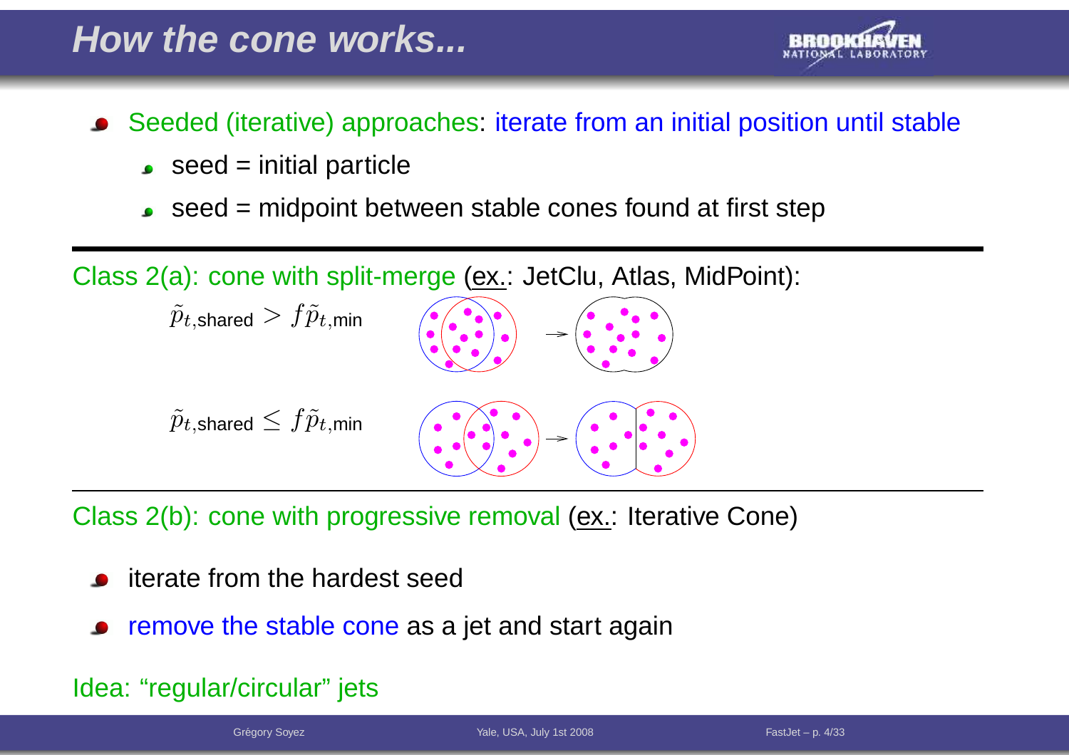# How the cone works...

- Seeded (iterative) approaches: iterate from an initial position until stable
  - seed = initial particle
  - seed = midpoint between stable cones found at first step

---

Class 2(a): cone with split-merge (ex.: JetClu, Atlas, MidPoint):

$\tilde{p}_{t,\text{shared}} > f\tilde{p}_{t,\text{min}}$

$\tilde{p}_{t,\text{shared}} \leq f\tilde{p}_{t,\text{min}}$

---

Class 2(b): cone with progressive removal (ex.: Iterative Cone)

- iterate from the hardest seed
- remove the stable cone as a jet and start again

Idea: "regular/circular" jets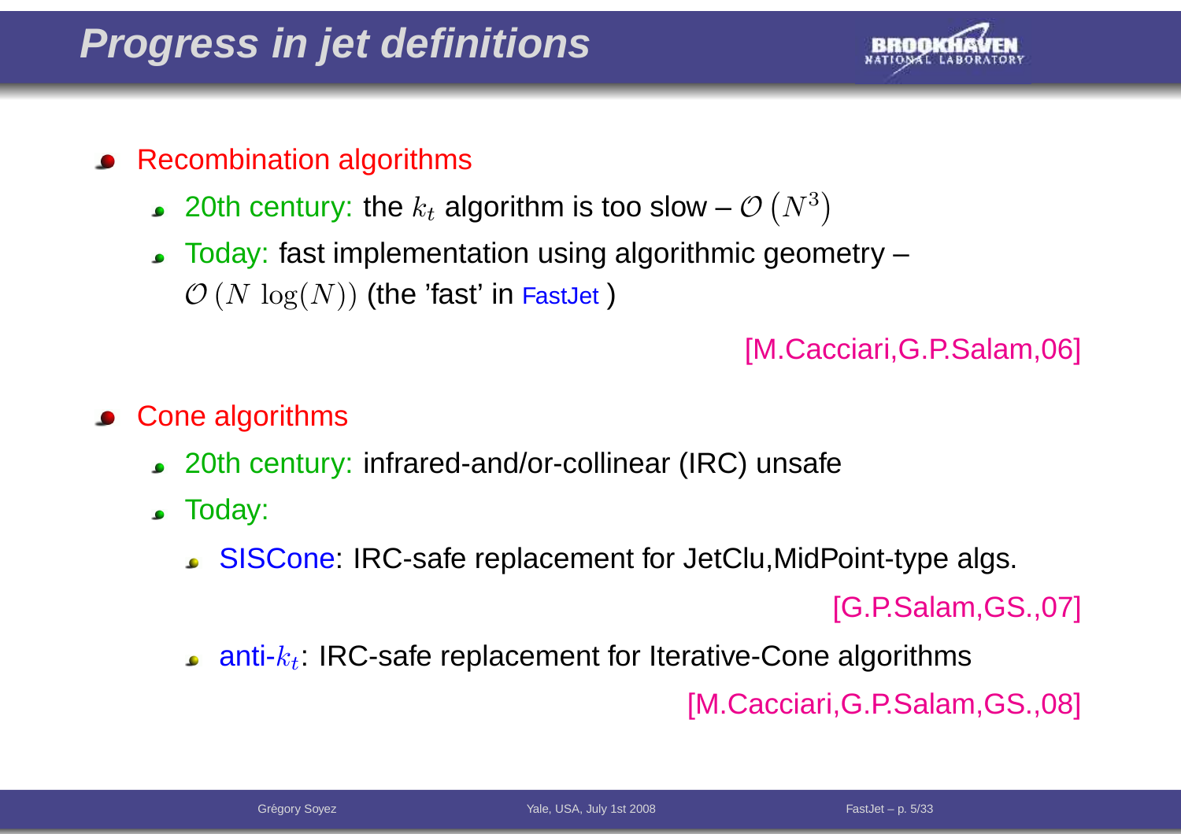# Progress in jet definitions

- Recombination algorithms
  - 20th century: the $k_t$ algorithm is too slow – $\mathcal{O}\left(N^3\right)$
  - Today: fast implementation using algorithmic geometry – $\mathcal{O}\left(N\,\log(N)\right)$ (the 'fast' in FastJet )

  [M.Cacciari,G.P.Salam,06]

- Cone algorithms
  - 20th century: infrared-and/or-collinear (IRC) unsafe
  - Today:
    - SISCone: IRC-safe replacement for JetClu,MidPoint-type algs.

      [G.P.Salam,GS.,07]

    - anti-$k_t$: IRC-safe replacement for Iterative-Cone algorithms

      [M.Cacciari,G.P.Salam,GS.,08]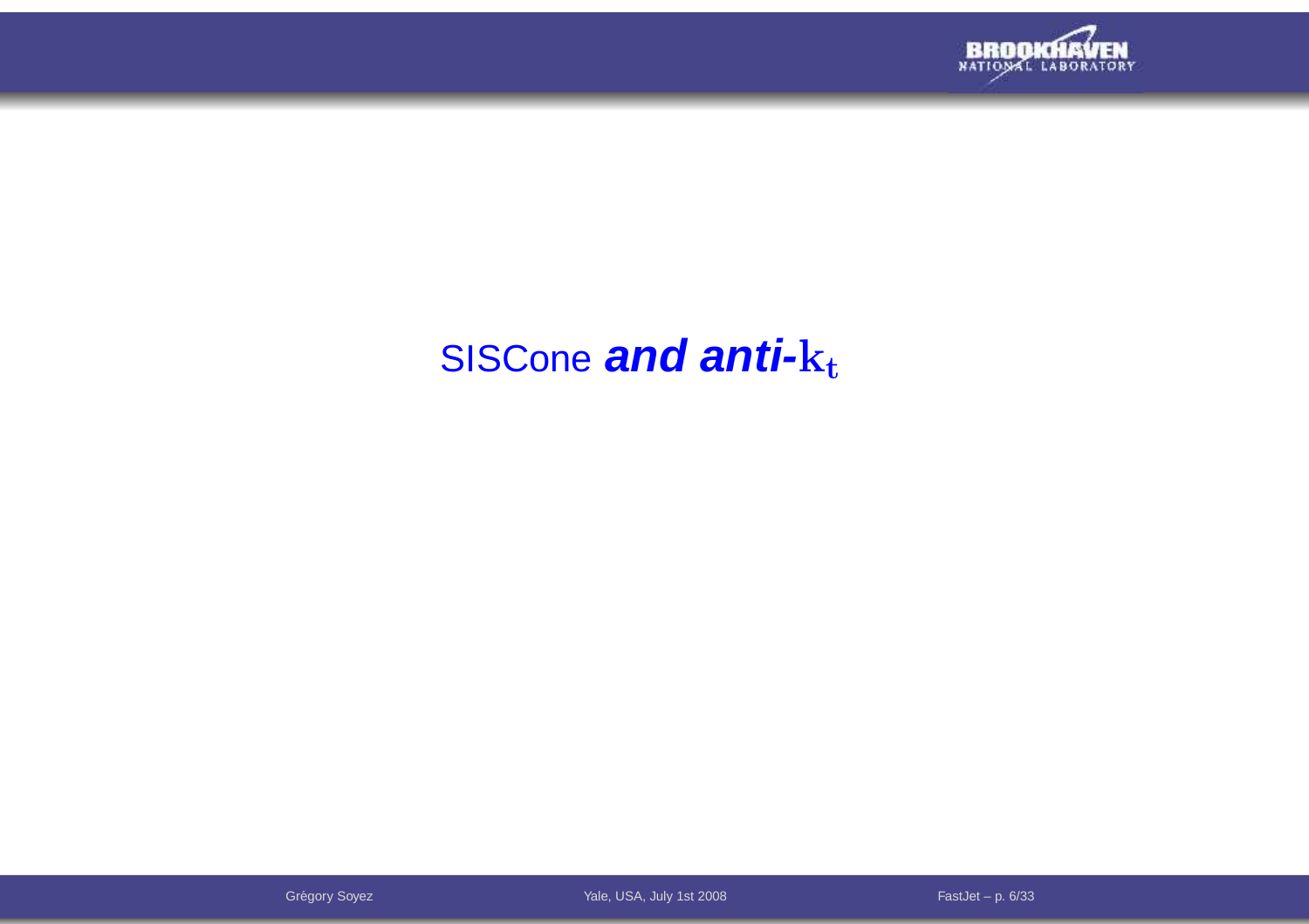# SISCone ***and anti-*** $k_t$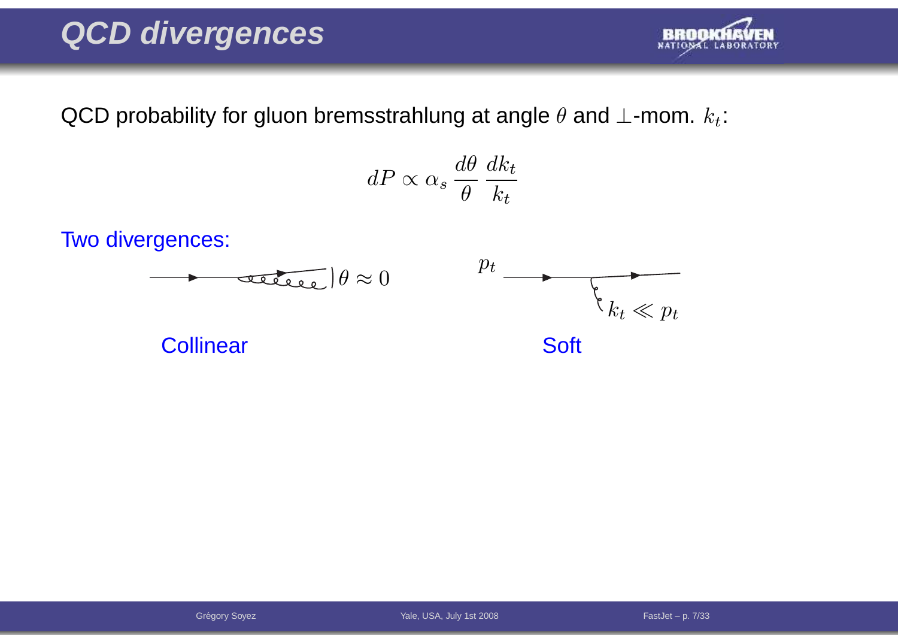# QCD divergences

QCD probability for gluon bremsstrahlung at angle $\theta$ and $\perp$-mom. $k_t$:

$$dP \propto \alpha_s \, \frac{d\theta}{\theta} \, \frac{dk_t}{k_t}$$

Two divergences:

$\theta \approx 0$

Collinear

$p_t$

$k_t \ll p_t$

Soft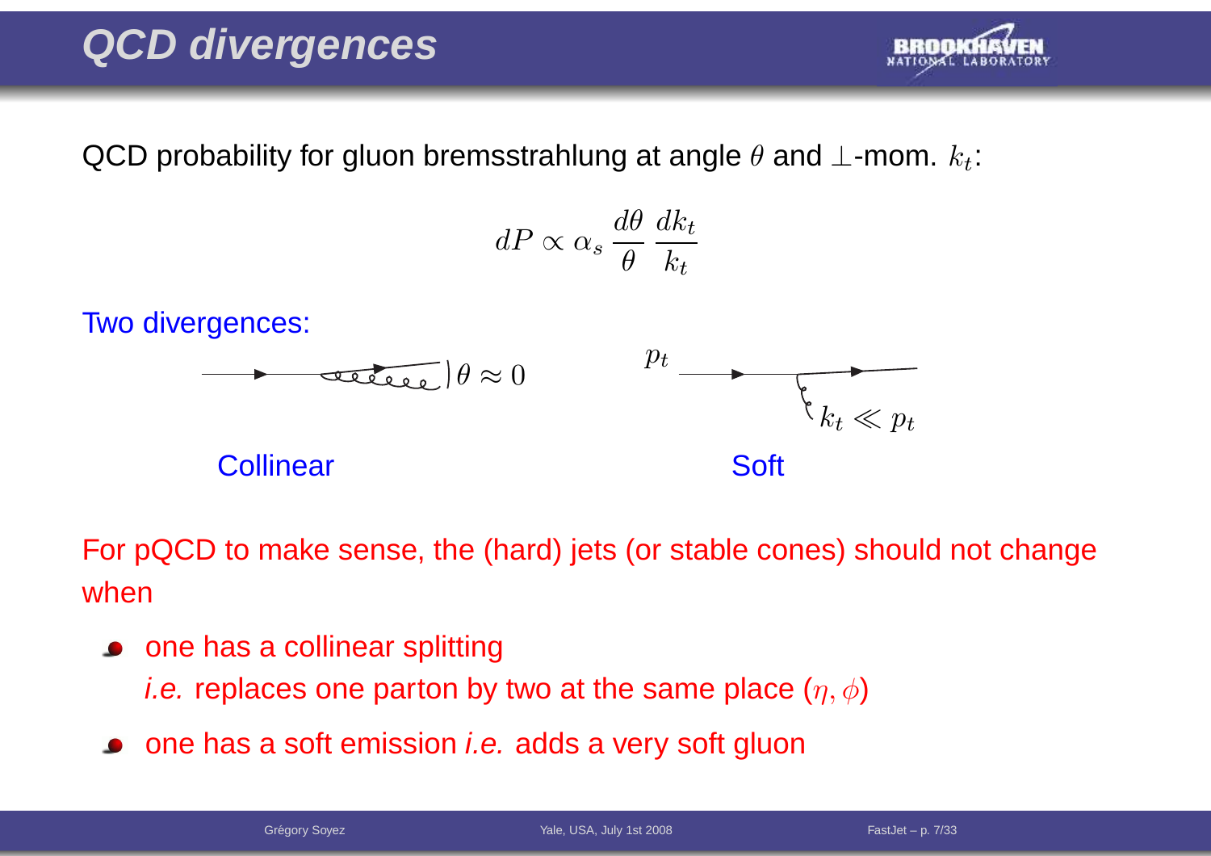# QCD divergences

QCD probability for gluon bremsstrahlung at angle $\theta$ and $\perp$-mom. $k_t$:

$$dP \propto \alpha_s \, \frac{d\theta}{\theta} \, \frac{dk_t}{k_t}$$

Two divergences:

$\theta \approx 0$ $\qquad\qquad$ $p_t$ $\qquad$ $k_t \ll p_t$

Collinear $\qquad\qquad$ Soft

For pQCD to make sense, the (hard) jets (or stable cones) should not change when

- one has a collinear splitting
  *i.e.* replaces one parton by two at the same place $(\eta, \phi)$
- one has a soft emission *i.e.* adds a very soft gluon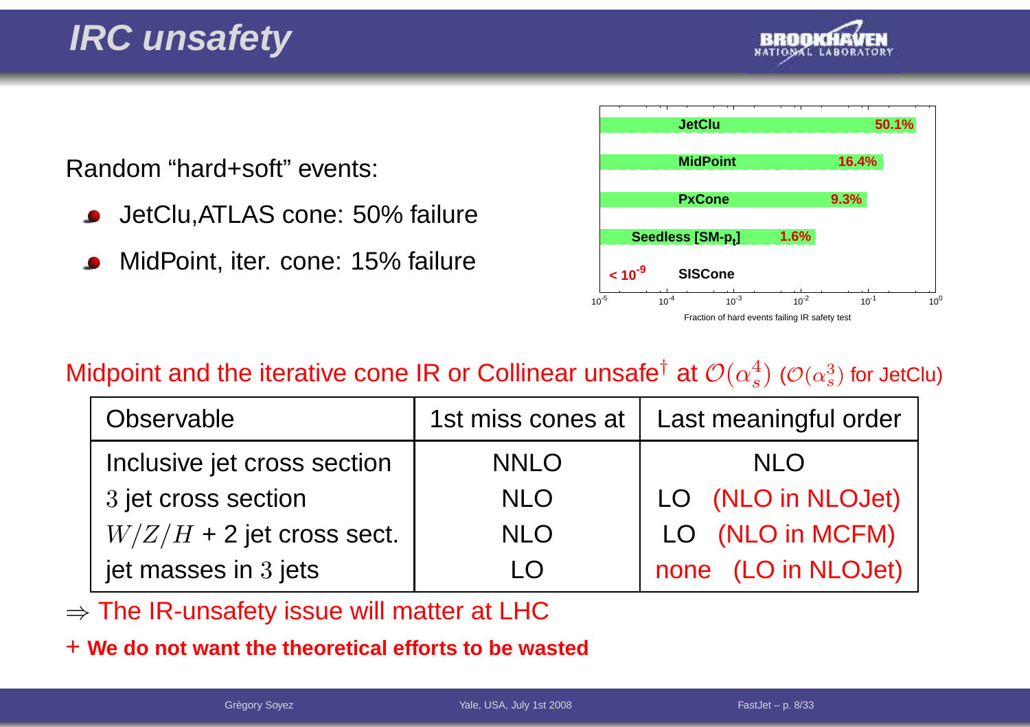# IRC unsafety

Random "hard+soft" events:

- JetClu,ATLAS cone: 50% failure
- MidPoint, iter. cone: 15% failure

| Algorithm | Fraction of hard events failing IR safety test |
|---|---|
| JetClu | 50.1% |
| MidPoint | 16.4% |
| PxCone | 9.3% |
| Seedless [SM-$p_t$] | 1.6% |
| SISCone | $< 10^{-9}$ |

Midpoint and the iterative cone IR or Collinear unsafe† at $\mathcal{O}(\alpha_s^4)$ ($\mathcal{O}(\alpha_s^3)$ for JetClu)

| Observable | 1st miss cones at | Last meaningful order |
|---|---|---|
| Inclusive jet cross section | NNLO | NLO |
| $3$ jet cross section | NLO | LO (NLO in NLOJet) |
| $W/Z/H$ + 2 jet cross sect. | NLO | LO (NLO in MCFM) |
| jet masses in $3$ jets | LO | none (LO in NLOJet) |

$\Rightarrow$ The IR-unsafety issue will matter at LHC

+ **We do not want the theoretical efforts to be wasted**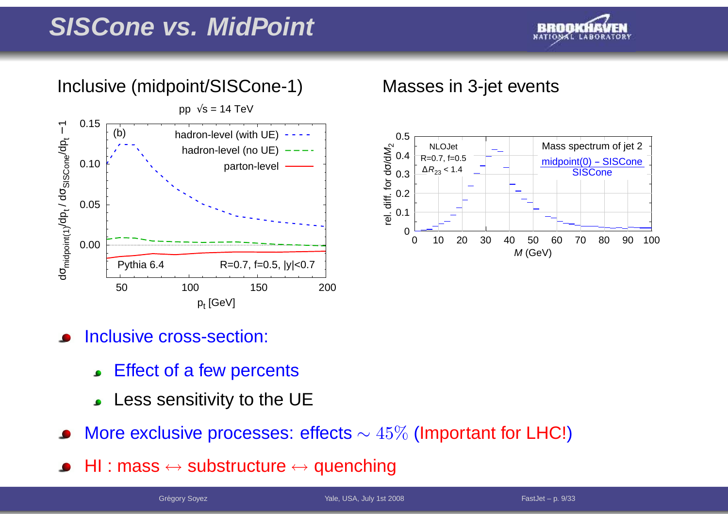# SISCone vs. MidPoint

Inclusive (midpoint/SISCone-1)

Masses in 3-jet events

- Inclusive cross-section:
  - Effect of a few percents
  - Less sensitivity to the UE
- More exclusive processes: effects $\sim 45\%$ (Important for LHC!)
- HI : mass $\leftrightarrow$ substructure $\leftrightarrow$ quenching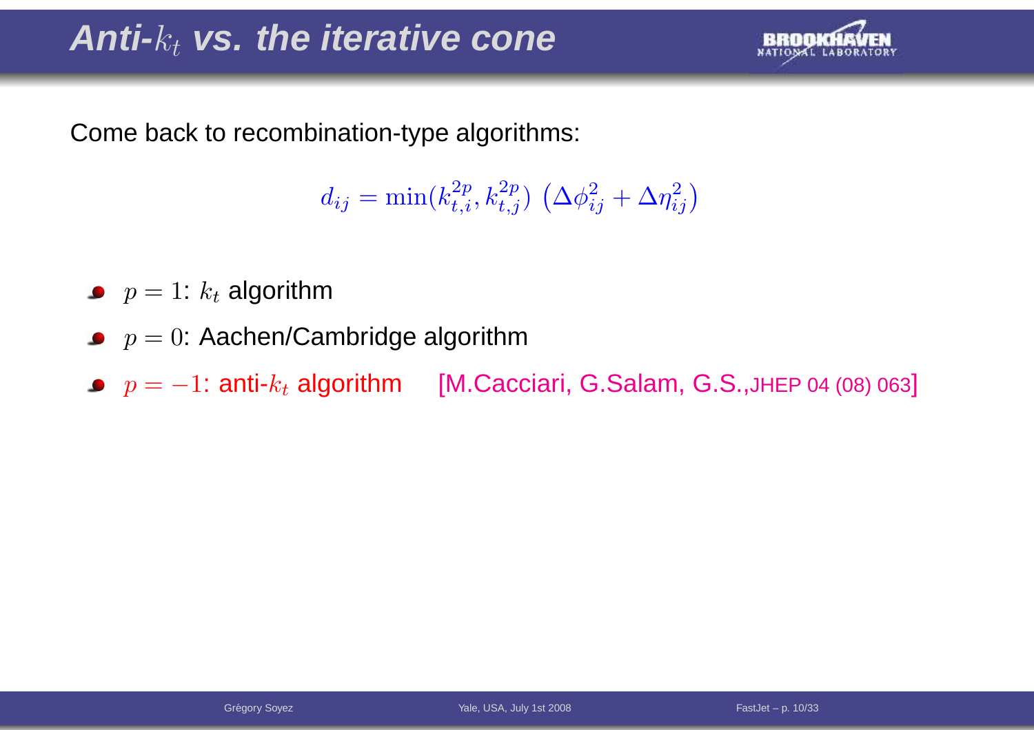# Anti-$k_t$ vs. the iterative cone

Come back to recombination-type algorithms:

$$d_{ij} = \min(k_{t,i}^{2p}, k_{t,j}^{2p}) \left(\Delta\phi_{ij}^2 + \Delta\eta_{ij}^2\right)$$

- $p = 1$: $k_t$ algorithm
- $p = 0$: Aachen/Cambridge algorithm
- $p = -1$: anti-$k_t$ algorithm [M.Cacciari, G.Salam, G.S.,JHEP 04 (08) 063]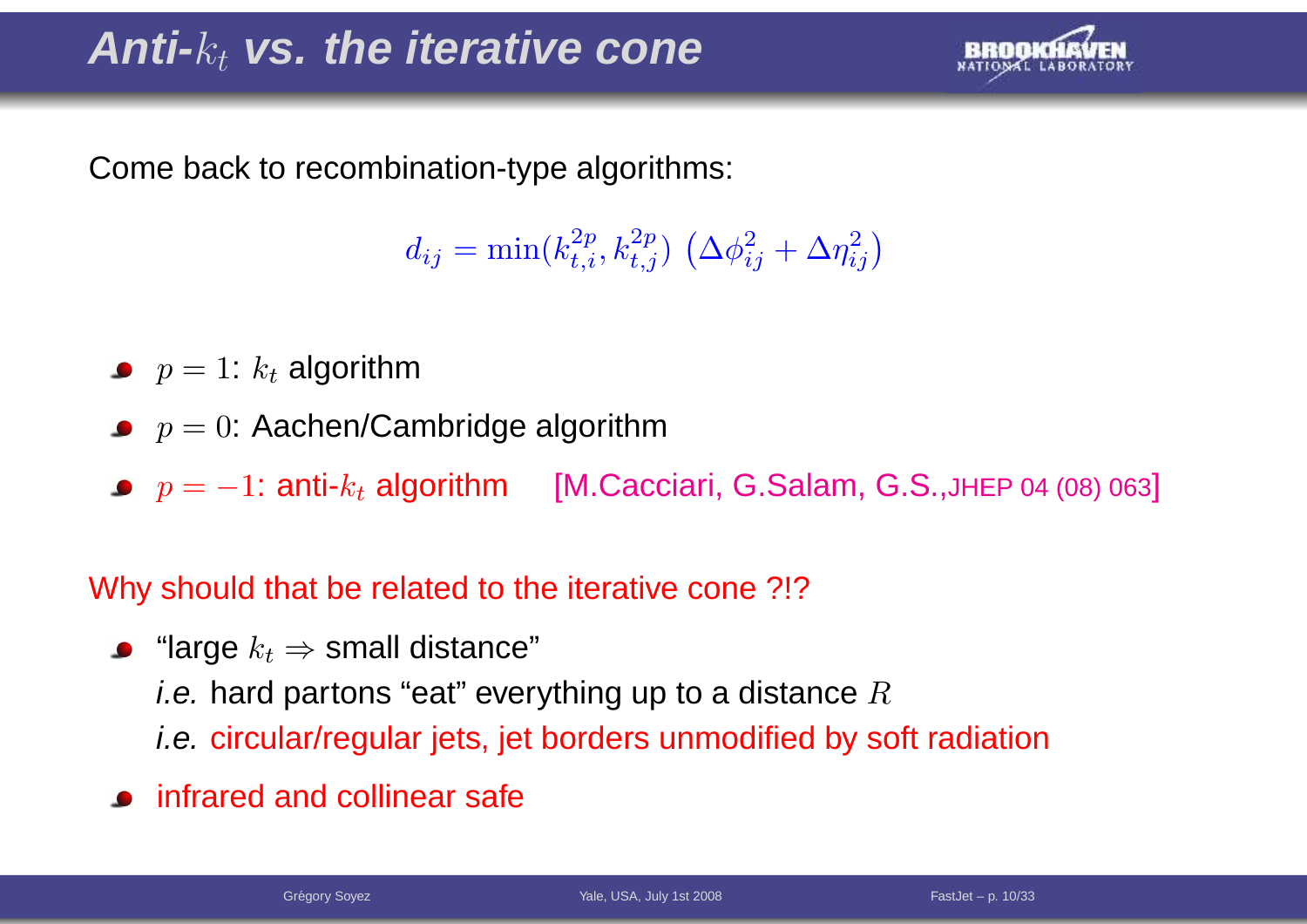# Anti-$k_t$ vs. the iterative cone

Come back to recombination-type algorithms:

$$d_{ij} = \min(k_{t,i}^{2p}, k_{t,j}^{2p}) \left(\Delta\phi_{ij}^2 + \Delta\eta_{ij}^2\right)$$

- $p = 1$: $k_t$ algorithm
- $p = 0$: Aachen/Cambridge algorithm
- $p = -1$: anti-$k_t$ algorithm [M.Cacciari, G.Salam, G.S.,JHEP 04 (08) 063]

Why should that be related to the iterative cone ?!?

- "large $k_t \Rightarrow$ small distance"
  *i.e.* hard partons "eat" everything up to a distance $R$
  *i.e.* circular/regular jets, jet borders unmodified by soft radiation
- infrared and collinear safe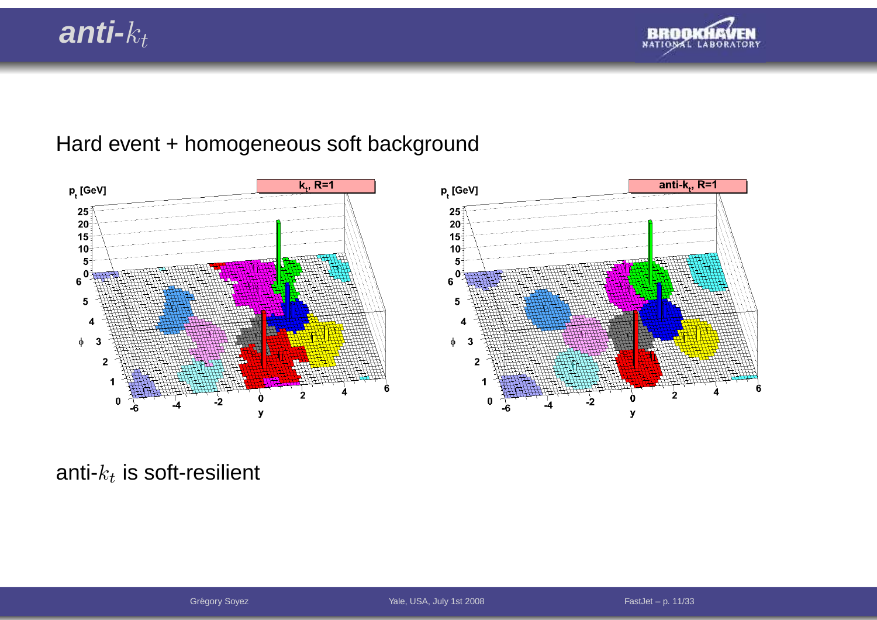# anti-$k_t$

Hard event + homogeneous soft background

anti-$k_t$ is soft-resilient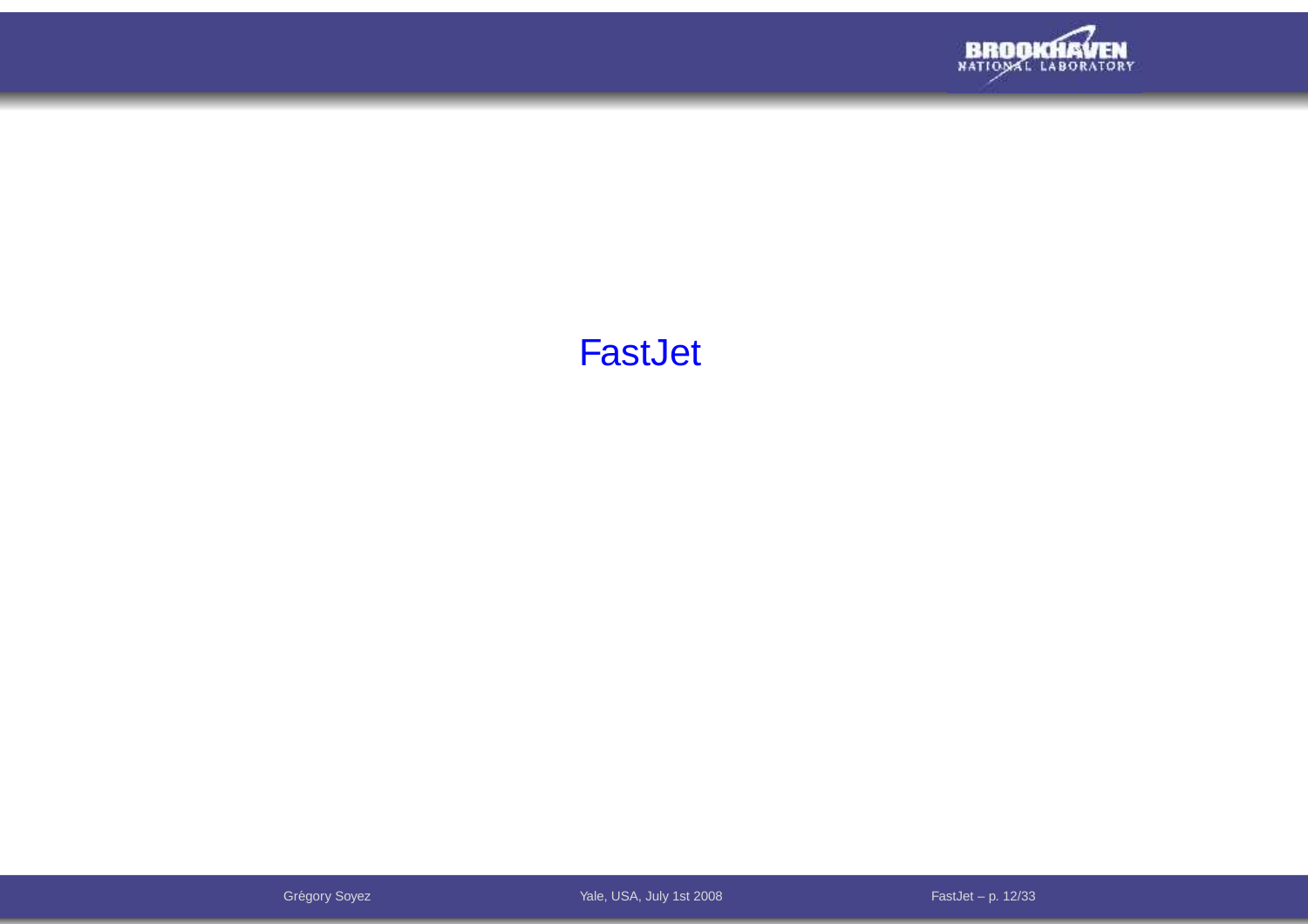# FastJet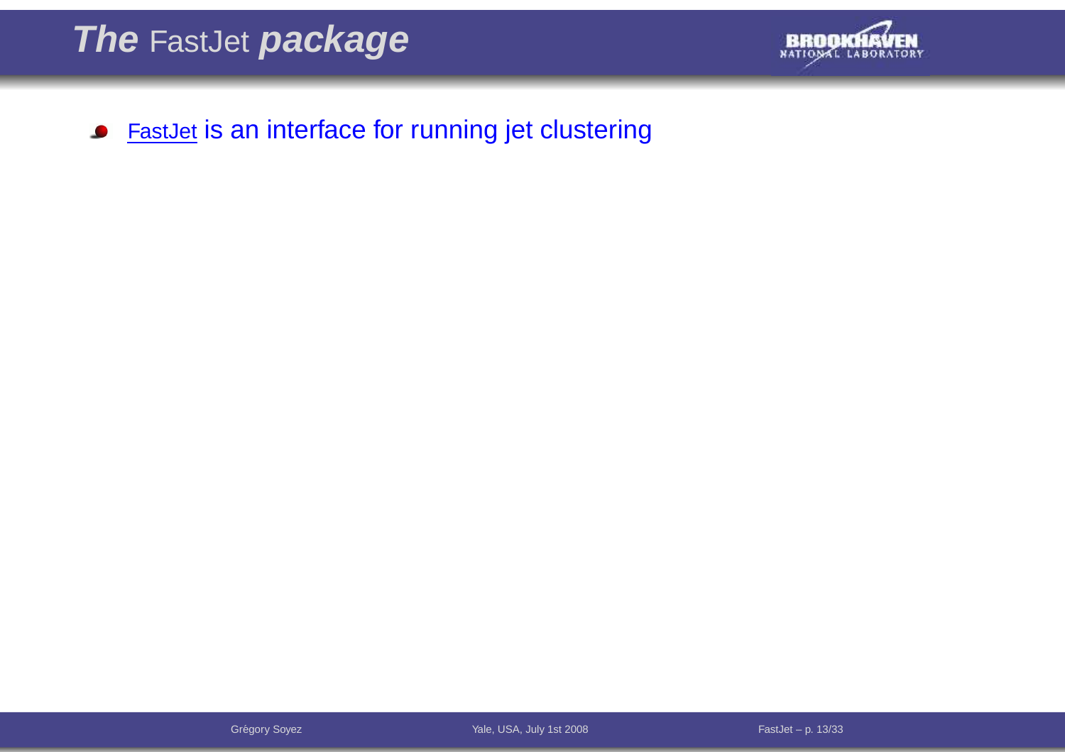# *The* FastJet *package*

- FastJet is an interface for running jet clustering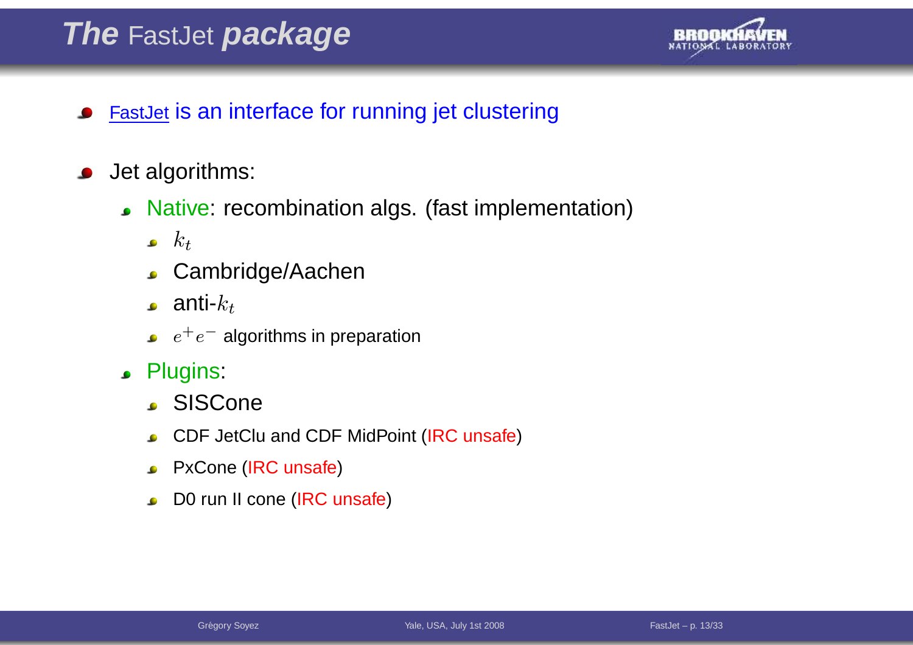# *The* FastJet *package*

- FastJet is an interface for running jet clustering

- Jet algorithms:
  - Native: recombination algs. (fast implementation)
    - $k_t$
    - Cambridge/Aachen
    - anti-$k_t$
    - $e^+e^-$ algorithms in preparation
  - Plugins:
    - SISCone
    - CDF JetClu and CDF MidPoint (IRC unsafe)
    - PxCone (IRC unsafe)
    - D0 run II cone (IRC unsafe)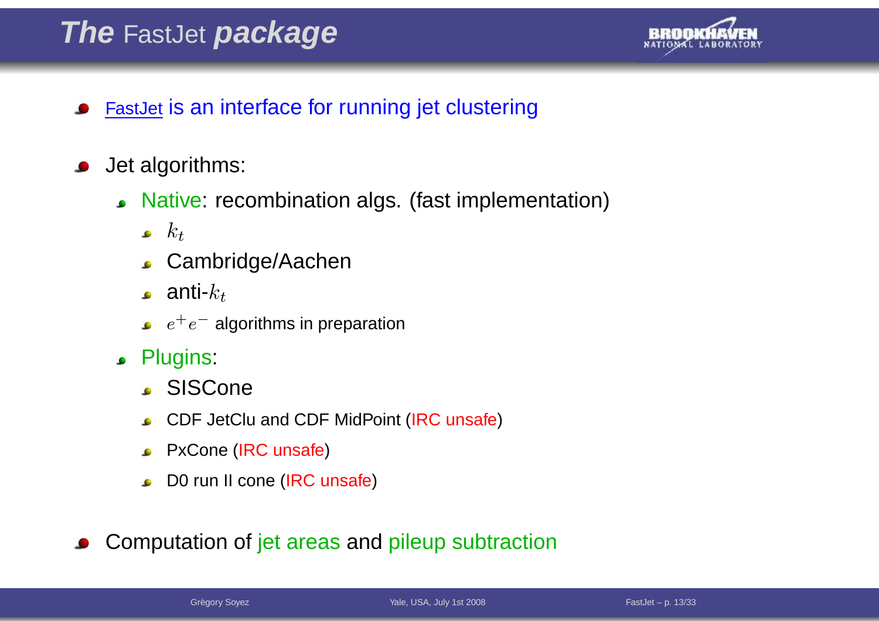# *The* FastJet *package*

- FastJet is an interface for running jet clustering
- Jet algorithms:
  - Native: recombination algs. (fast implementation)
    - $k_t$
    - Cambridge/Aachen
    - anti-$k_t$
    - $e^+e^-$ algorithms in preparation
  - Plugins:
    - SISCone
    - CDF JetClu and CDF MidPoint (IRC unsafe)
    - PxCone (IRC unsafe)
    - D0 run II cone (IRC unsafe)
- Computation of jet areas and pileup subtraction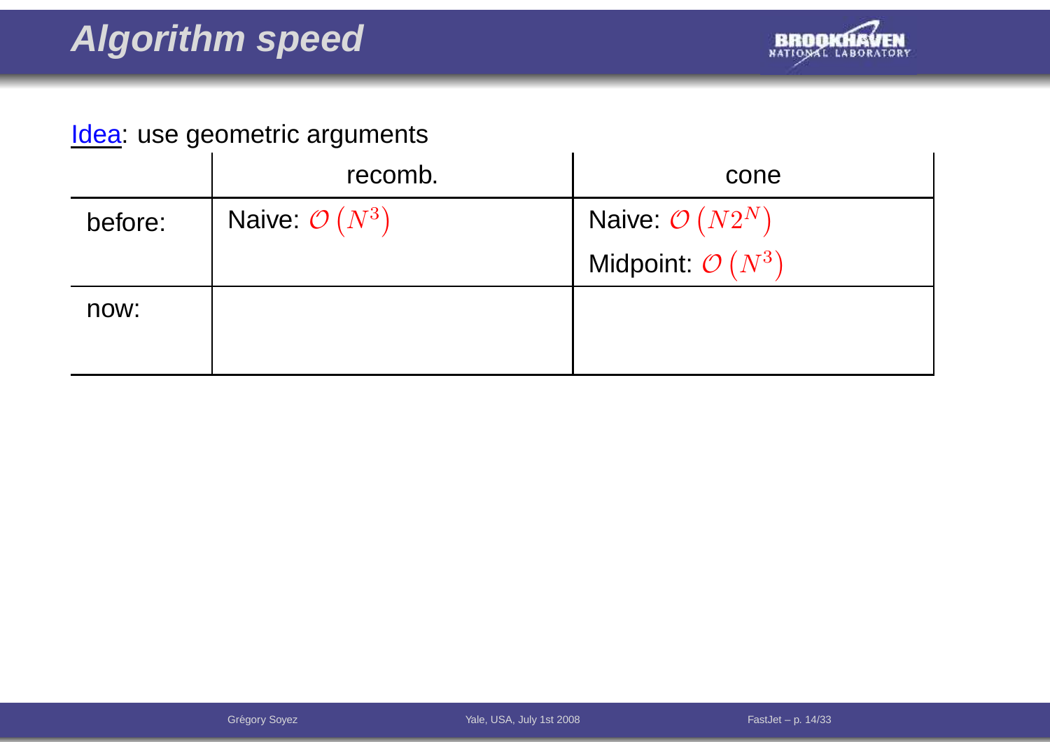# Algorithm speed

Idea: use geometric arguments

| | recomb. | cone |
|---|---|---|
| before: | Naive: $\mathcal{O}\left(N^3\right)$ | Naive: $\mathcal{O}\left(N2^N\right)$<br>Midpoint: $\mathcal{O}\left(N^3\right)$ |
| now: | | |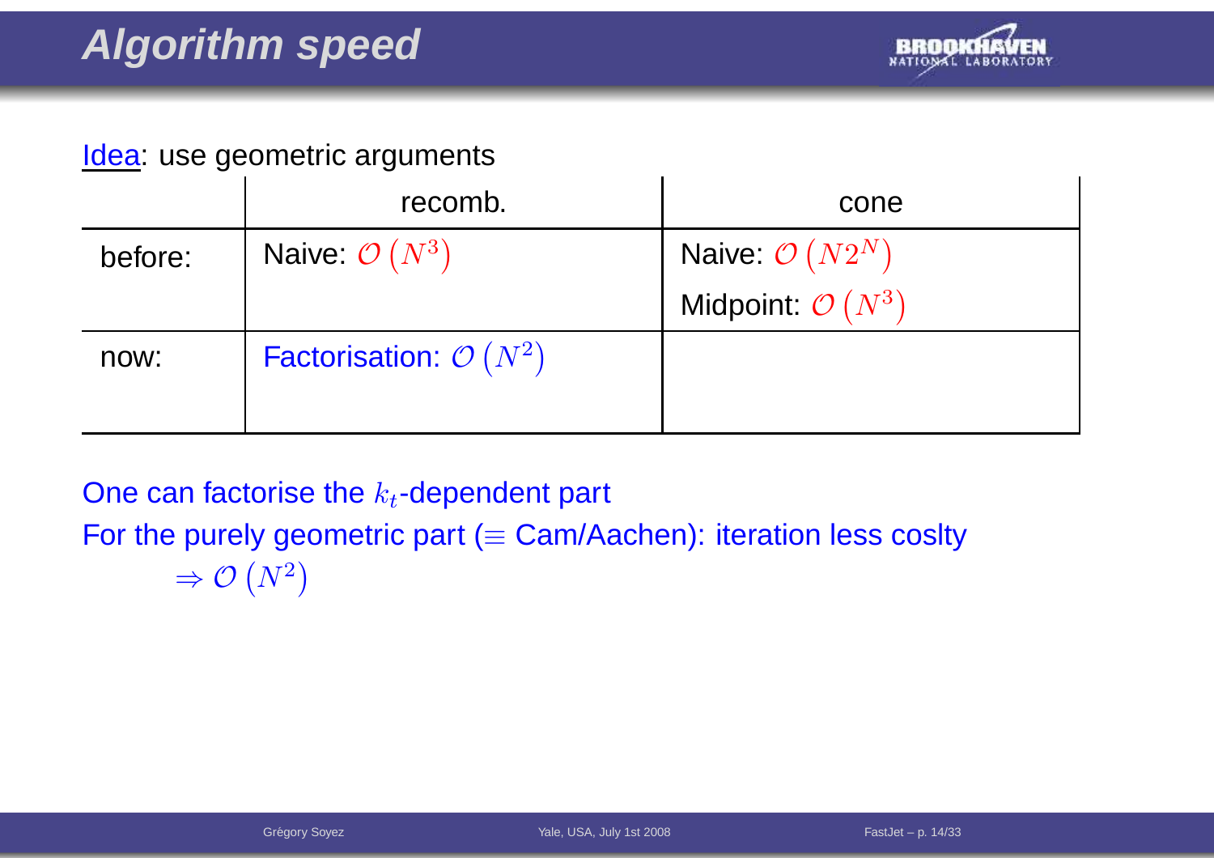# Algorithm speed

Idea: use geometric arguments

| | recomb. | cone |
|---|---|---|
| before: | Naive: $\mathcal{O}\left(N^3\right)$ | Naive: $\mathcal{O}\left(N2^N\right)$<br>Midpoint: $\mathcal{O}\left(N^3\right)$ |
| now: | Factorisation: $\mathcal{O}\left(N^2\right)$ | |

One can factorise the $k_t$-dependent part

For the purely geometric part ($\equiv$ Cam/Aachen): iteration less coslty

$\Rightarrow \mathcal{O}\left(N^2\right)$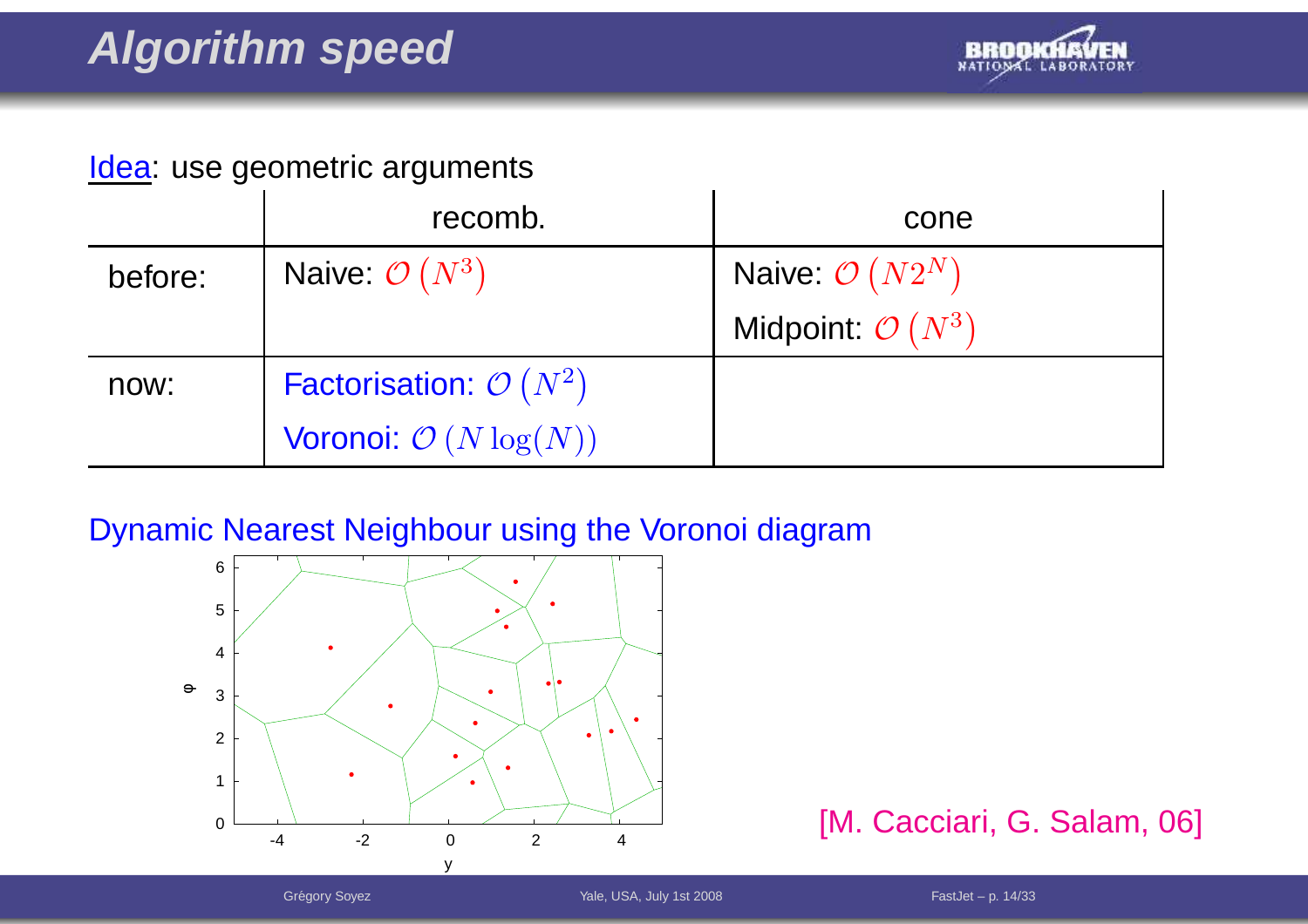# Algorithm speed

Idea: use geometric arguments

| | recomb. | cone |
|---|---|---|
| before: | Naive: $\mathcal{O}\left(N^3\right)$ | Naive: $\mathcal{O}\left(N2^N\right)$ |
| | | Midpoint: $\mathcal{O}\left(N^3\right)$ |
| now: | Factorisation: $\mathcal{O}\left(N^2\right)$ | |
| | Voronoi: $\mathcal{O}\left(N\log(N)\right)$ | |

Dynamic Nearest Neighbour using the Voronoi diagram

[M. Cacciari, G. Salam, 06]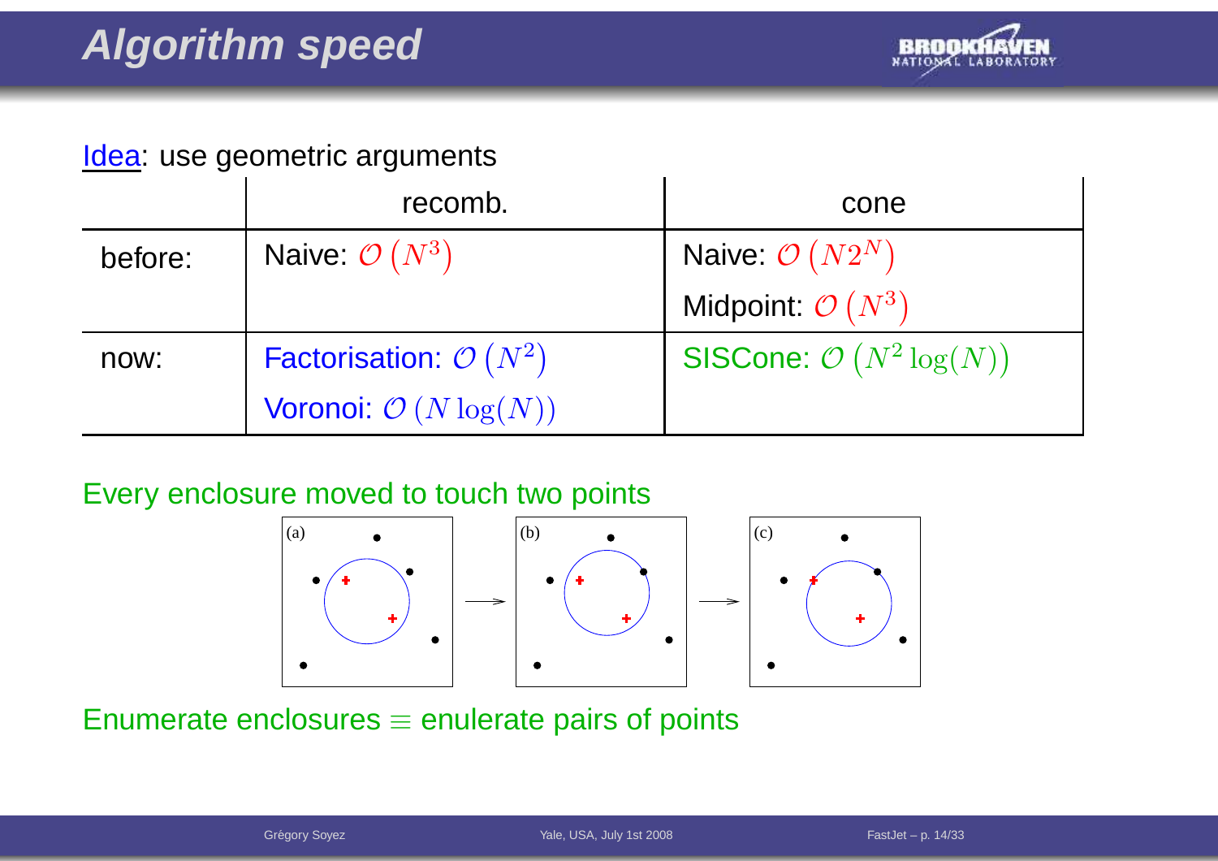# Algorithm speed

Idea: use geometric arguments

| | recomb. | cone |
|---|---|---|
| before: | Naive: $\mathcal{O}\left(N^3\right)$ | Naive: $\mathcal{O}\left(N2^N\right)$ |
| | | Midpoint: $\mathcal{O}\left(N^3\right)$ |
| now: | Factorisation: $\mathcal{O}\left(N^2\right)$ | SISCone: $\mathcal{O}\left(N^2\log(N)\right)$ |
| | Voronoi: $\mathcal{O}\left(N\log(N)\right)$ | |

Every enclosure moved to touch two points

(a) → (b) → (c)

Enumerate enclosures $\equiv$ enulerate pairs of points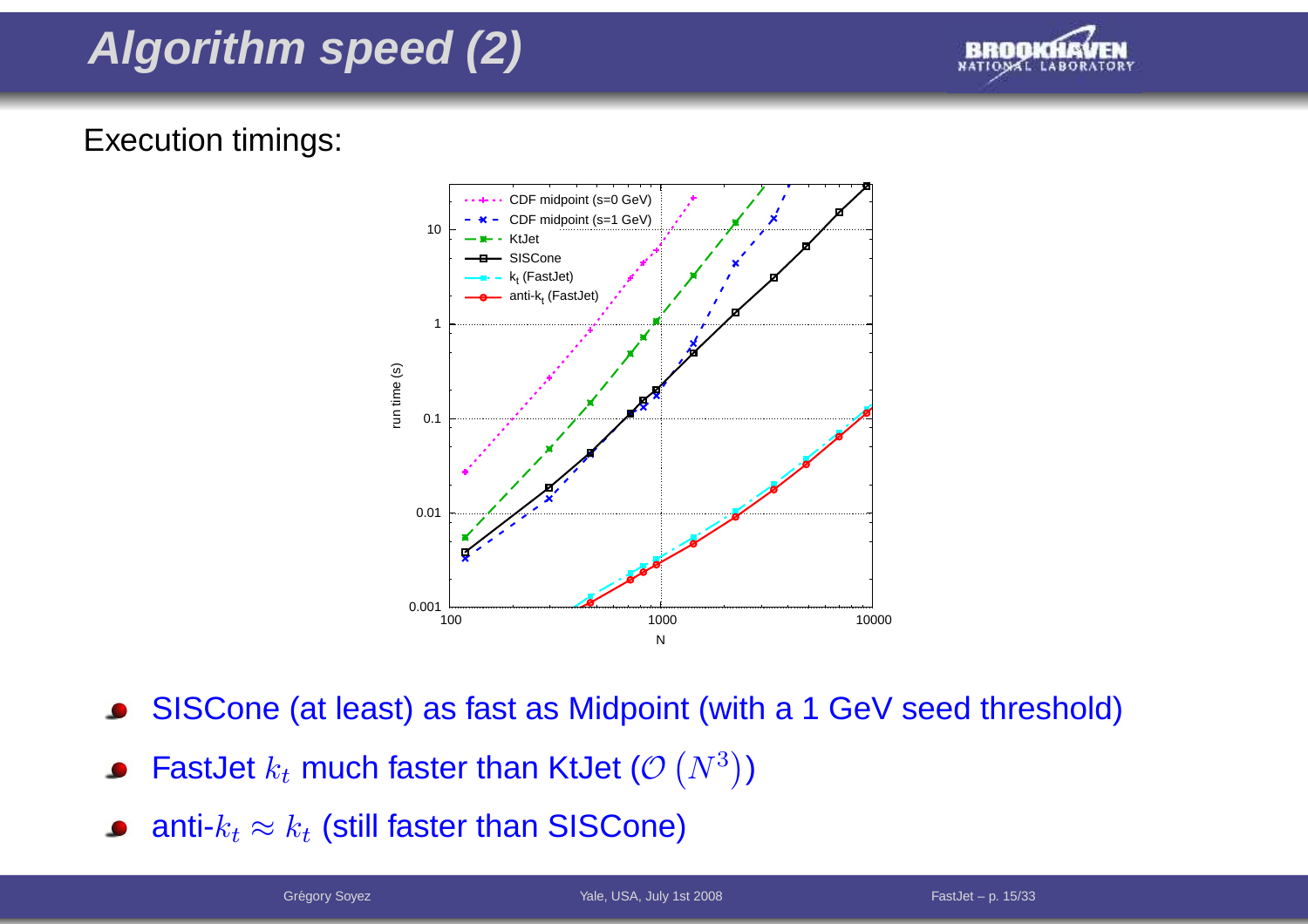# Algorithm speed (2)

Execution timings:

- SISCone (at least) as fast as Midpoint (with a 1 GeV seed threshold)
- FastJet $k_t$ much faster than KtJet ($\mathcal{O}\left(N^3\right)$)
- anti-$k_t \approx k_t$ (still faster than SISCone)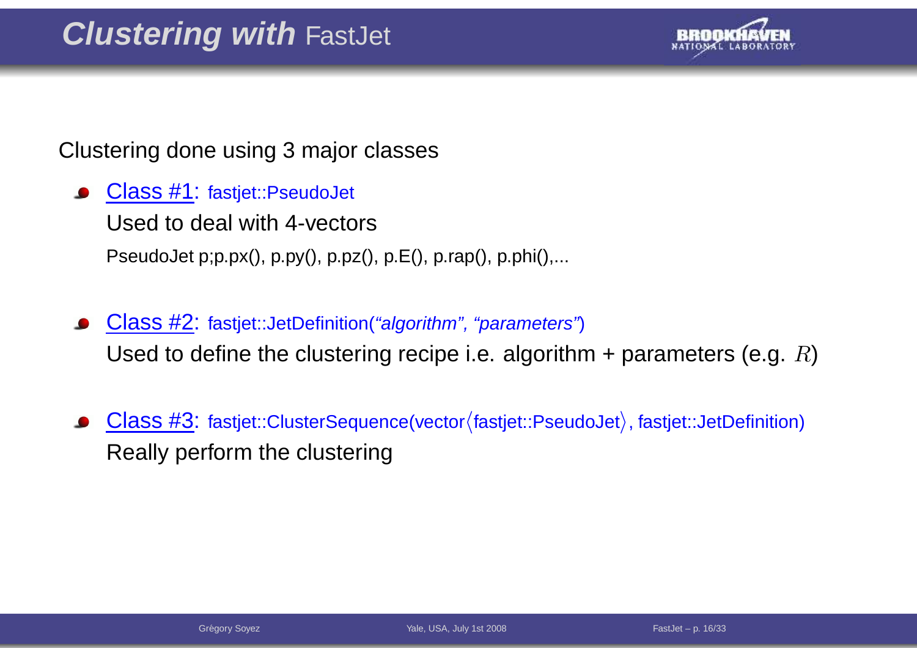# ***Clustering with*** FastJet

Clustering done using 3 major classes

- Class #1: fastjet::PseudoJet
  Used to deal with 4-vectors
  PseudoJet p;p.px(), p.py(), p.pz(), p.E(), p.rap(), p.phi(),...

- Class #2: fastjet::JetDefinition(*"algorithm", "parameters"*)
  Used to define the clustering recipe i.e. algorithm + parameters (e.g. $R$)

- Class #3: fastjet::ClusterSequence(vector$\langle$fastjet::PseudoJet$\rangle$, fastjet::JetDefinition)
  Really perform the clustering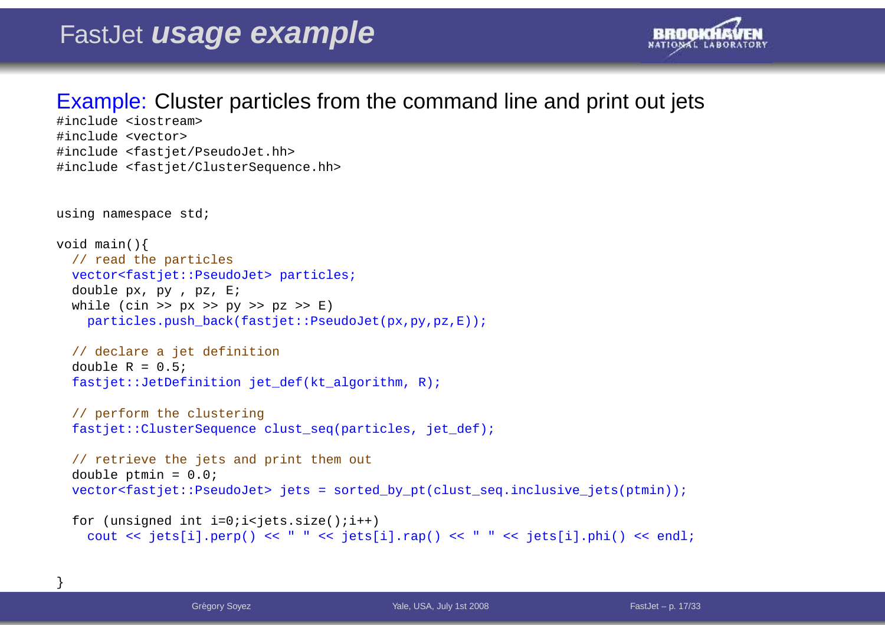# FastJet *usage example*

Example: Cluster particles from the command line and print out jets

```
#include <iostream>
#include <vector>
#include <fastjet/PseudoJet.hh>
#include <fastjet/ClusterSequence.hh>


using namespace std;

void main(){
  // read the particles
  vector<fastjet::PseudoJet> particles;
  double px, py , pz, E;
  while (cin >> px >> py >> pz >> E)
    particles.push_back(fastjet::PseudoJet(px,py,pz,E));

  // declare a jet definition
  double R = 0.5;
  fastjet::JetDefinition jet_def(kt_algorithm, R);

  // perform the clustering
  fastjet::ClusterSequence clust_seq(particles, jet_def);

  // retrieve the jets and print them out
  double ptmin = 0.0;
  vector<fastjet::PseudoJet> jets = sorted_by_pt(clust_seq.inclusive_jets(ptmin));

  for (unsigned int i=0;i<jets.size();i++)
    cout << jets[i].perp() << " " << jets[i].rap() << " " << jets[i].phi() << endl;

}
```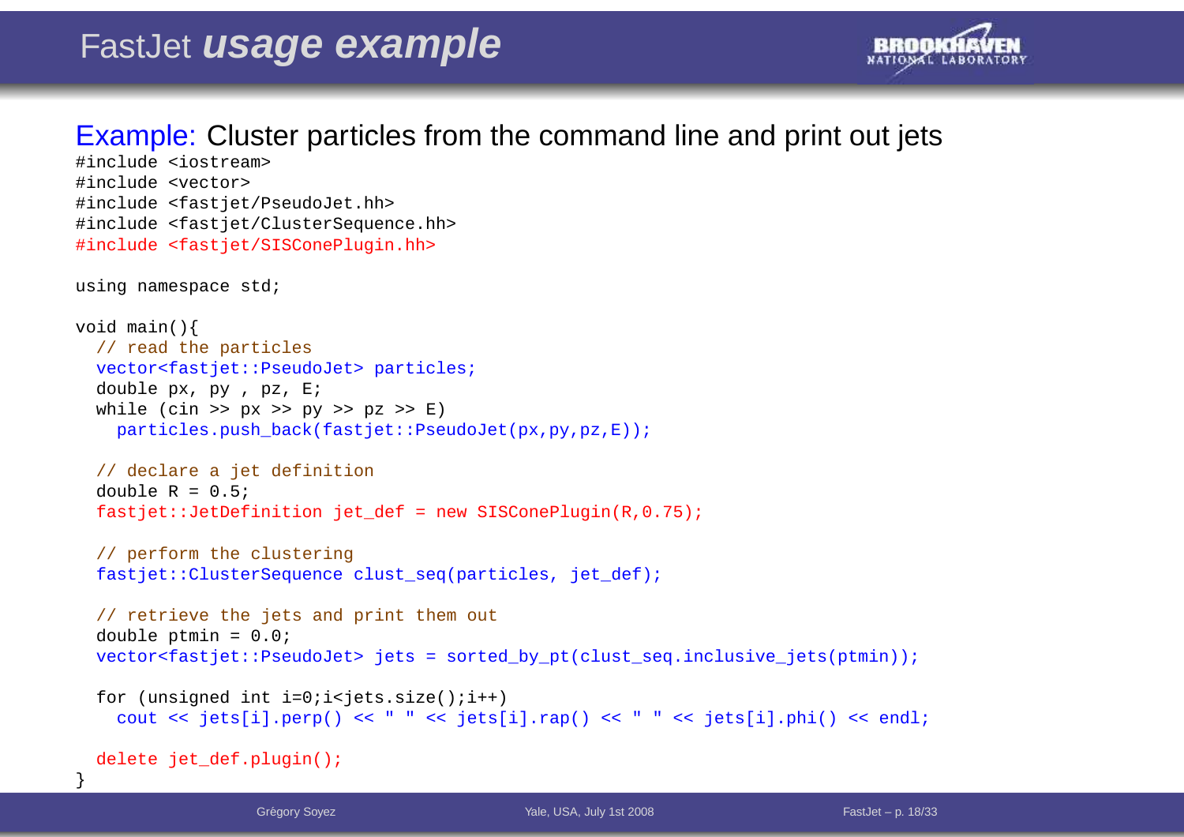# FastJet *usage example*

**Example:** Cluster particles from the command line and print out jets

```
#include <iostream>
#include <vector>
#include <fastjet/PseudoJet.hh>
#include <fastjet/ClusterSequence.hh>
#include <fastjet/SISConePlugin.hh>

using namespace std;

void main(){
  // read the particles
  vector<fastjet::PseudoJet> particles;
  double px, py , pz, E;
  while (cin >> px >> py >> pz >> E)
    particles.push_back(fastjet::PseudoJet(px,py,pz,E));

  // declare a jet definition
  double R = 0.5;
  fastjet::JetDefinition jet_def = new SISConePlugin(R,0.75);

  // perform the clustering
  fastjet::ClusterSequence clust_seq(particles, jet_def);

  // retrieve the jets and print them out
  double ptmin = 0.0;
  vector<fastjet::PseudoJet> jets = sorted_by_pt(clust_seq.inclusive_jets(ptmin));

  for (unsigned int i=0;i<jets.size();i++)
    cout << jets[i].perp() << " " << jets[i].rap() << " " << jets[i].phi() << endl;

  delete jet_def.plugin();
}
```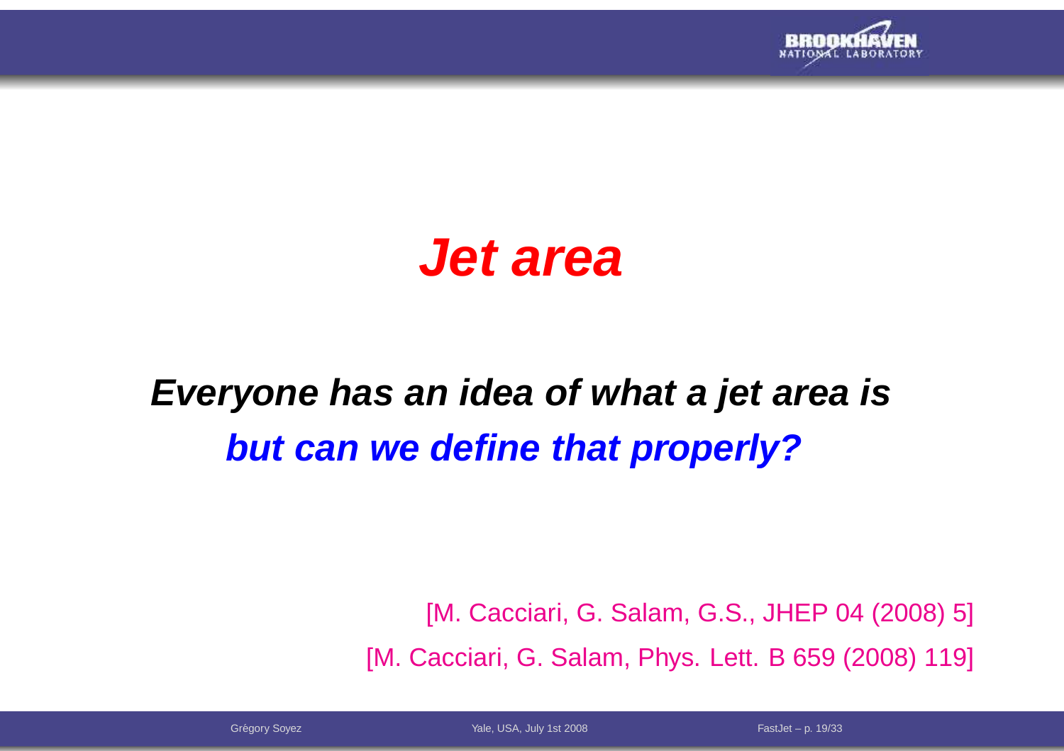# *Jet area*

***Everyone has an idea of what a jet area is***

***but can we define that properly?***

[M. Cacciari, G. Salam, G.S., JHEP 04 (2008) 5]

[M. Cacciari, G. Salam, Phys. Lett. B 659 (2008) 119]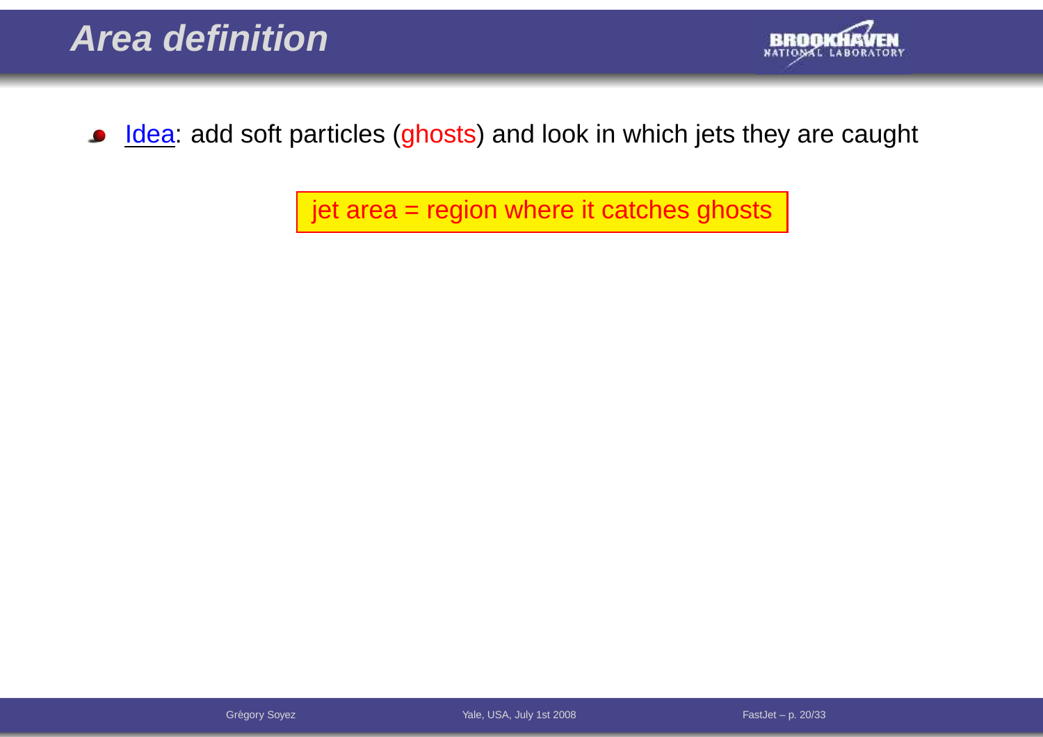# Area definition

- Idea: add soft particles (ghosts) and look in which jets they are caught

jet area = region where it catches ghosts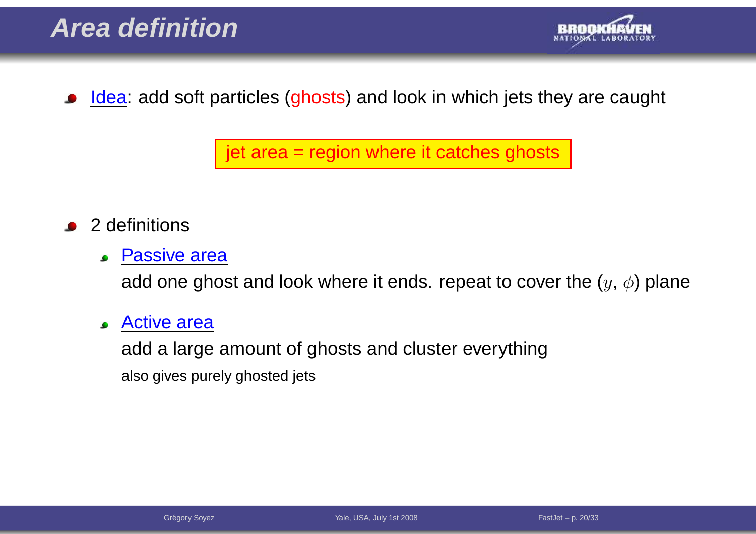# Area definition

- Idea: add soft particles (ghosts) and look in which jets they are caught

  jet area = region where it catches ghosts

- 2 definitions
  - Passive area

    add one ghost and look where it ends. repeat to cover the ($y$, $\phi$) plane
  - Active area

    add a large amount of ghosts and cluster everything

    also gives purely ghosted jets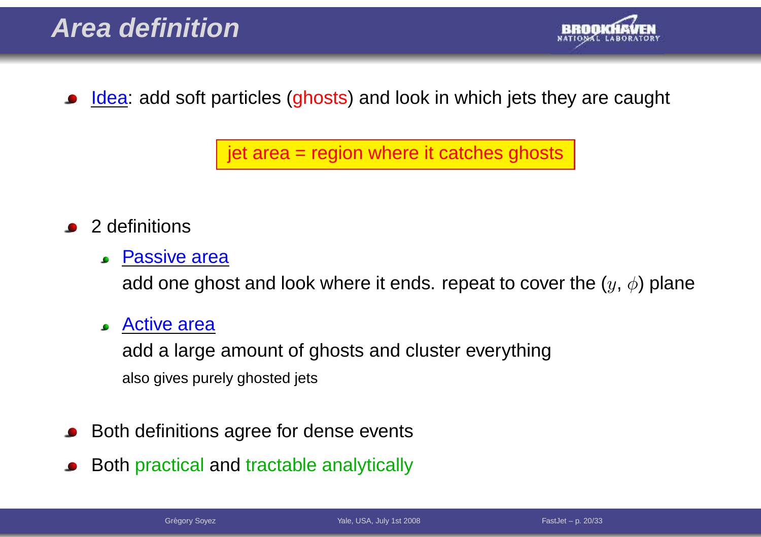# Area definition

- Idea: add soft particles (ghosts) and look in which jets they are caught

  jet area = region where it catches ghosts

- 2 definitions
  - Passive area

    add one ghost and look where it ends. repeat to cover the ($y$, $\phi$) plane
  - Active area

    add a large amount of ghosts and cluster everything

    also gives purely ghosted jets
- Both definitions agree for dense events
- Both practical and tractable analytically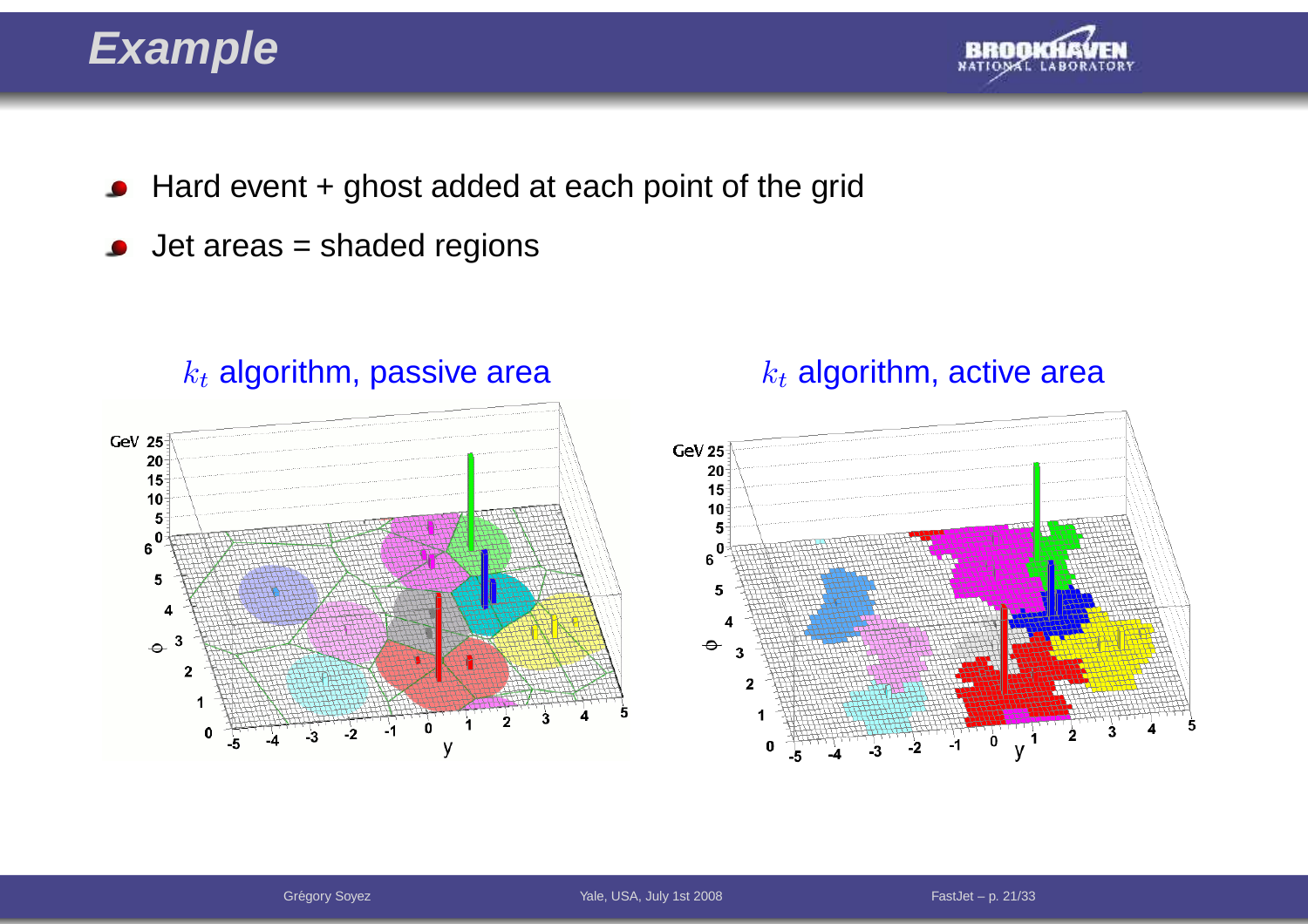# Example

- Hard event + ghost added at each point of the grid
- Jet areas = shaded regions

$k_t$ algorithm, passive area

$k_t$ algorithm, active area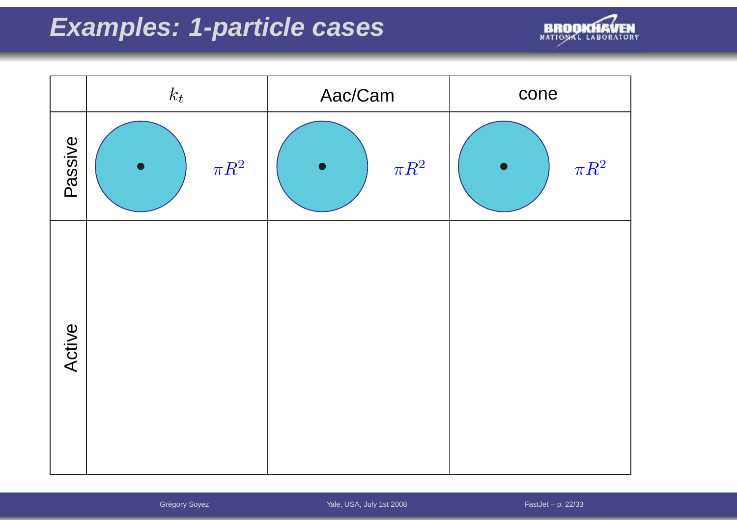# Examples: 1-particle cases

| | $k_t$ | Aac/Cam | cone |
|---|---|---|---|
| Passive | $\pi R^2$ | $\pi R^2$ | $\pi R^2$ |
| Active | | | |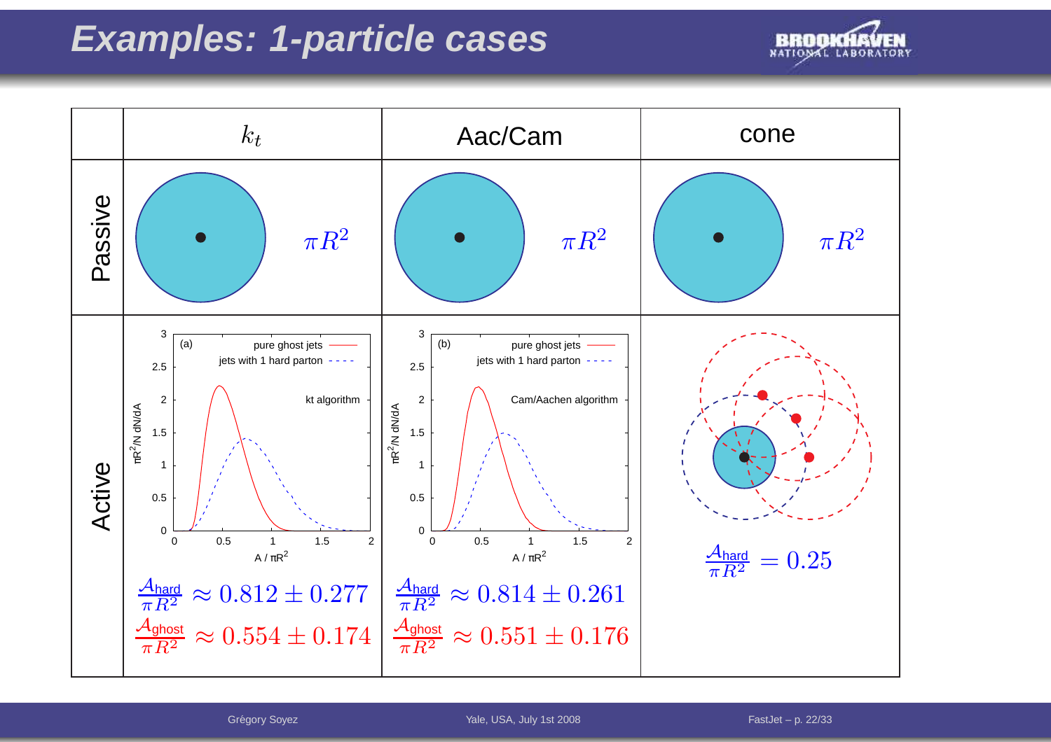# Examples: 1-particle cases

| | $k_t$ | Aac/Cam | cone |
|---|---|---|---|
| Passive | $\pi R^2$ | $\pi R^2$ | $\pi R^2$ |
| Active | $\frac{\mathcal{A}_{\text{hard}}}{\pi R^2} \approx 0.812 \pm 0.277$ <br> $\frac{\mathcal{A}_{\text{ghost}}}{\pi R^2} \approx 0.554 \pm 0.174$ | $\frac{\mathcal{A}_{\text{hard}}}{\pi R^2} \approx 0.814 \pm 0.261$ <br> $\frac{\mathcal{A}_{\text{ghost}}}{\pi R^2} \approx 0.551 \pm 0.176$ | $\frac{\mathcal{A}_{\text{hard}}}{\pi R^2} = 0.25$ |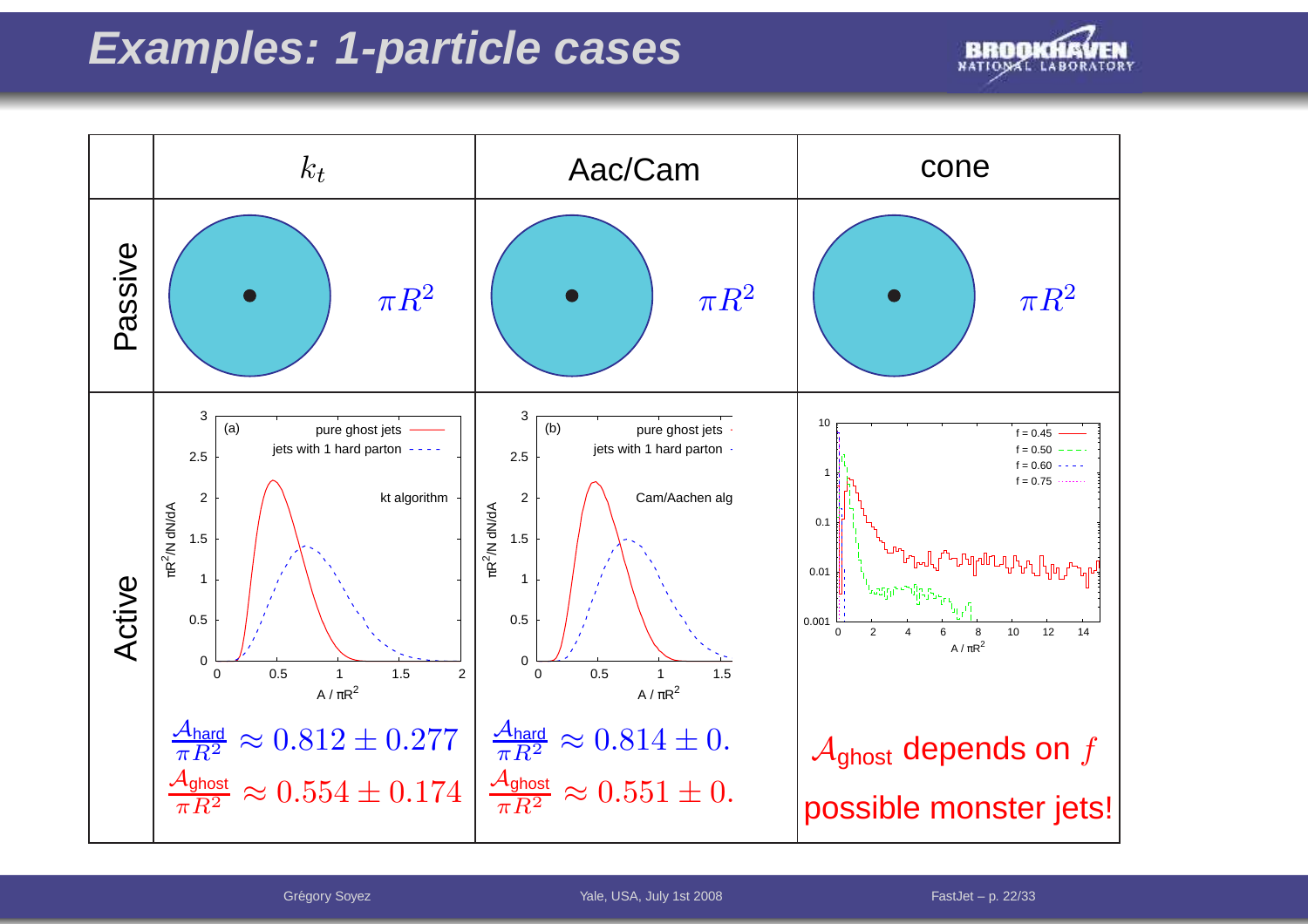# Examples: 1-particle cases

| | $k_t$ | Aac/Cam | cone |
|---|---|---|---|
| Passive | $\pi R^2$ | $\pi R^2$ | $\pi R^2$ |
| Active | $\frac{\mathcal{A}_{\text{hard}}}{\pi R^2} \approx 0.812 \pm 0.277$<br>$\frac{\mathcal{A}_{\text{ghost}}}{\pi R^2} \approx 0.554 \pm 0.174$ | $\frac{\mathcal{A}_{\text{hard}}}{\pi R^2} \approx 0.814 \pm 0.$<br>$\frac{\mathcal{A}_{\text{ghost}}}{\pi R^2} \approx 0.551 \pm 0.$ | $\mathcal{A}_{\text{ghost}}$ depends on $f$<br>possible monster jets! |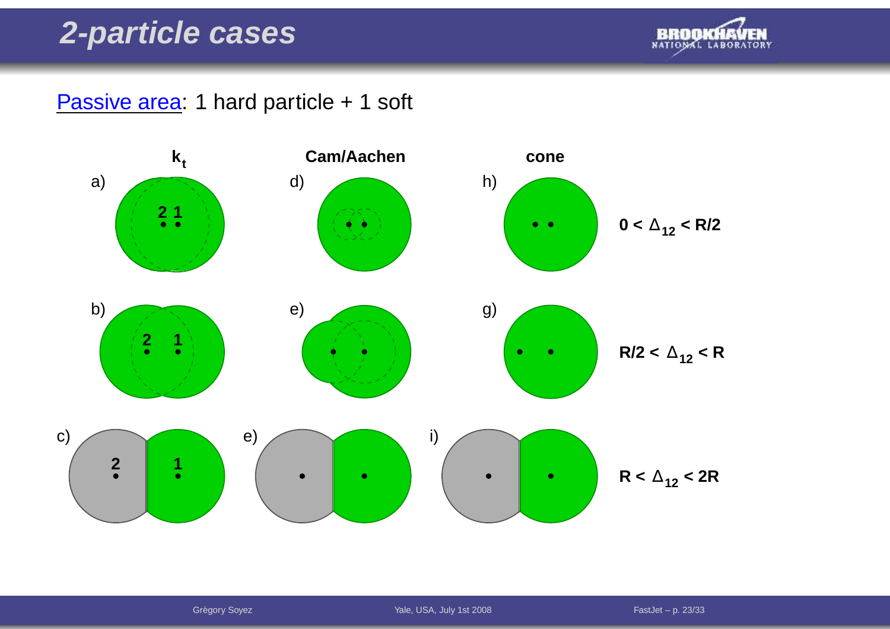# 2-particle cases

Passive area: 1 hard particle + 1 soft

| $k_t$ | Cam/Aachen | cone | |
|---|---|---|---|
| a) | d) | h) | $0 < \Delta_{12} < R/2$ |
| b) | e) | g) | $R/2 < \Delta_{12} < R$ |
| c) | e) | i) | $R < \Delta_{12} < 2R$ |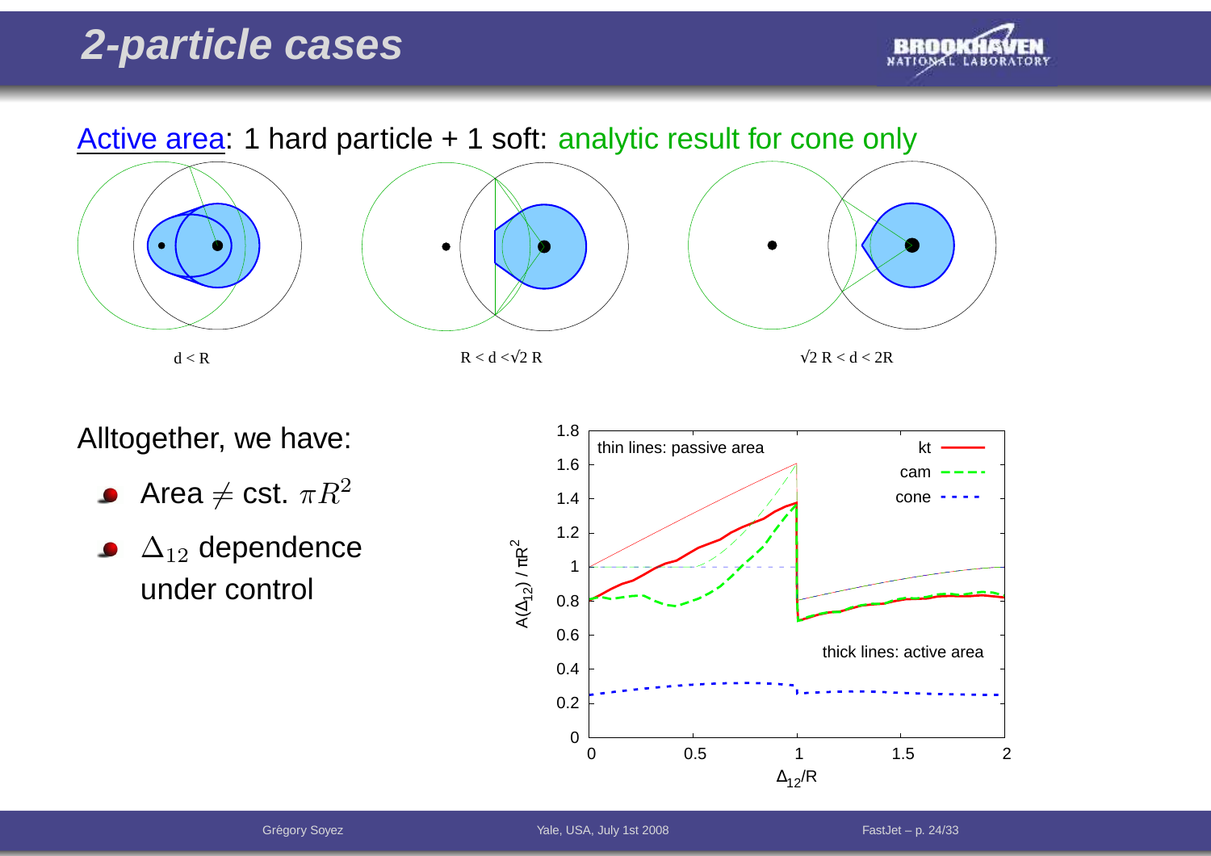# 2-particle cases

Active area: 1 hard particle + 1 soft: analytic result for cone only

$d < R$ $\qquad$ $R < d < \sqrt{2}\,R$ $\qquad$ $\sqrt{2}\,R < d < 2R$

Alltogether, we have:

- Area $\neq$ cst. $\pi R^2$
- $\Delta_{12}$ dependence under control

thin lines: passive area

thick lines: active area

kt, cam, cone

$A(\Delta_{12}) / \pi R^2$ vs. $\Delta_{12}/R$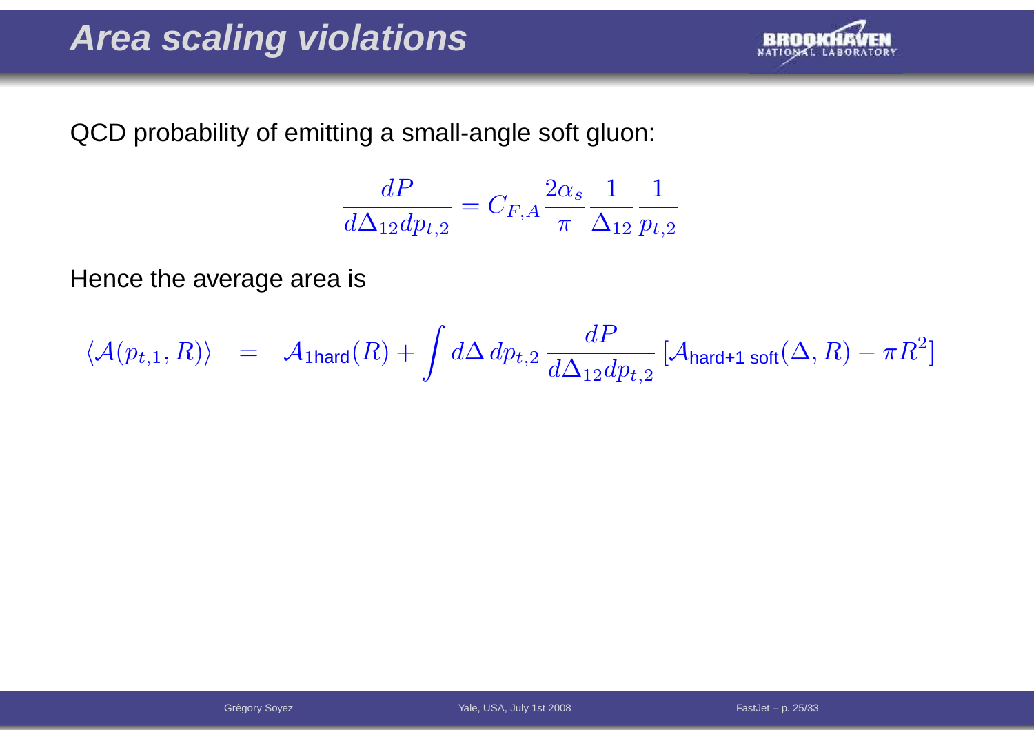# Area scaling violations

QCD probability of emitting a small-angle soft gluon:

$$\frac{dP}{d\Delta_{12} dp_{t,2}} = C_{F,A} \frac{2\alpha_s}{\pi} \frac{1}{\Delta_{12}} \frac{1}{p_{t,2}}$$

Hence the average area is

$$\langle \mathcal{A}(p_{t,1}, R) \rangle \quad = \quad \mathcal{A}_{\text{1hard}}(R) + \int d\Delta \, dp_{t,2} \, \frac{dP}{d\Delta_{12} dp_{t,2}} \left[ \mathcal{A}_{\text{hard+1 soft}}(\Delta, R) - \pi R^2 \right]$$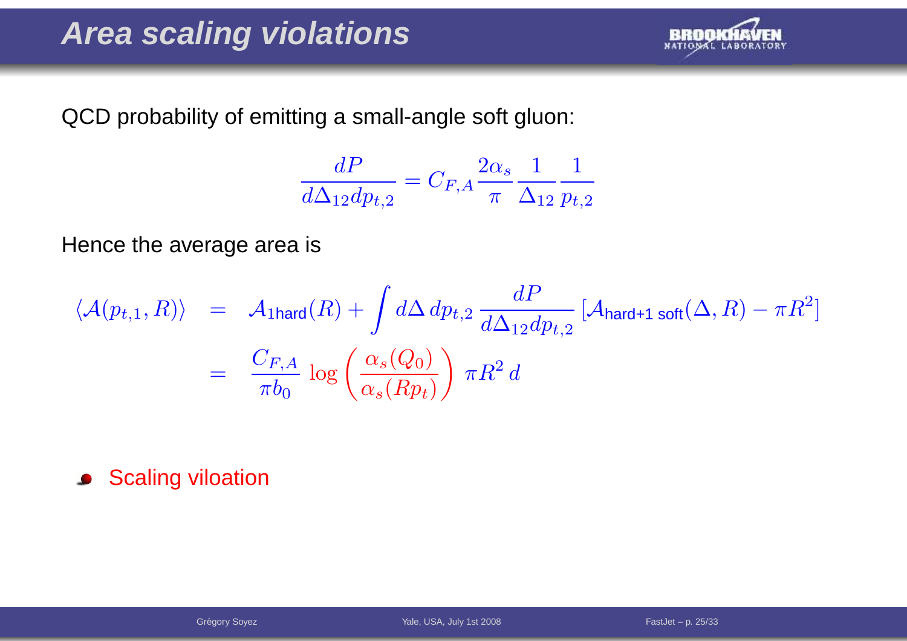# Area scaling violations

QCD probability of emitting a small-angle soft gluon:

$$\frac{dP}{d\Delta_{12} dp_{t,2}} = C_{F,A} \frac{2\alpha_s}{\pi} \frac{1}{\Delta_{12}} \frac{1}{p_{t,2}}$$

Hence the average area is

$$\begin{aligned}
\langle \mathcal{A}(p_{t,1}, R) \rangle &= \mathcal{A}_{\text{1hard}}(R) + \int d\Delta \, dp_{t,2} \, \frac{dP}{d\Delta_{12} dp_{t,2}} \left[ \mathcal{A}_{\text{hard+1 soft}}(\Delta, R) - \pi R^2 \right] \\
&= \frac{C_{F,A}}{\pi b_0} \log\left( \frac{\alpha_s(Q_0)}{\alpha_s(R p_t)} \right) \pi R^2 \, d
\end{aligned}$$

- Scaling viloation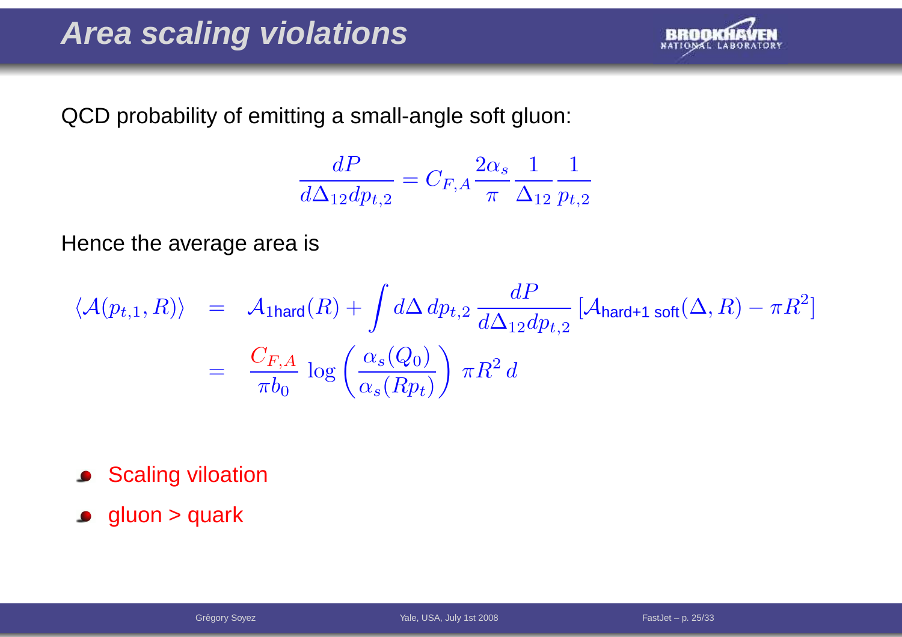# Area scaling violations

QCD probability of emitting a small-angle soft gluon:

$$\frac{dP}{d\Delta_{12} dp_{t,2}} = C_{F,A} \frac{2\alpha_s}{\pi} \frac{1}{\Delta_{12}} \frac{1}{p_{t,2}}$$

Hence the average area is

$$\begin{aligned}
\langle \mathcal{A}(p_{t,1}, R) \rangle &= \mathcal{A}_{\text{1hard}}(R) + \int d\Delta \, dp_{t,2} \, \frac{dP}{d\Delta_{12} dp_{t,2}} \left[ \mathcal{A}_{\text{hard+1 soft}}(\Delta, R) - \pi R^2 \right] \\
&= \frac{C_{F,A}}{\pi b_0} \log\left( \frac{\alpha_s(Q_0)}{\alpha_s(R p_t)} \right) \pi R^2 \, d
\end{aligned}$$

- Scaling viloation
- gluon > quark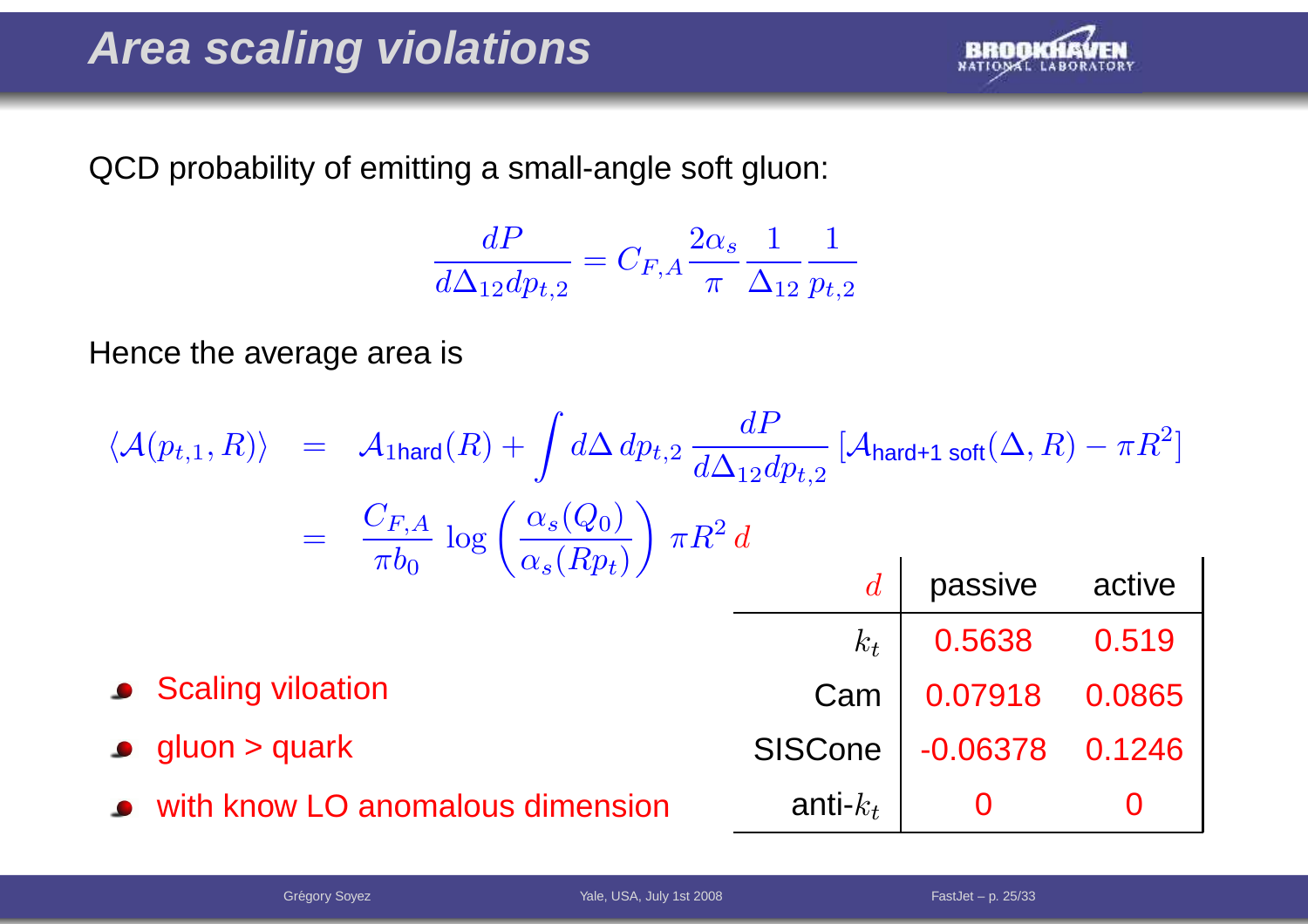# Area scaling violations

QCD probability of emitting a small-angle soft gluon:

$$\frac{dP}{d\Delta_{12} dp_{t,2}} = C_{F,A} \frac{2\alpha_s}{\pi} \frac{1}{\Delta_{12}} \frac{1}{p_{t,2}}$$

Hence the average area is

$$\begin{aligned}
\langle \mathcal{A}(p_{t,1}, R) \rangle &= \mathcal{A}_{\text{1hard}}(R) + \int d\Delta \, dp_{t,2} \, \frac{dP}{d\Delta_{12} dp_{t,2}} \left[ \mathcal{A}_{\text{hard+1 soft}}(\Delta, R) - \pi R^2 \right] \\
&= \frac{C_{F,A}}{\pi b_0} \log\left( \frac{\alpha_s(Q_0)}{\alpha_s(R p_t)} \right) \pi R^2 \, d
\end{aligned}$$

| $d$ | passive | active |
|---|---|---|
| $k_t$ | 0.5638 | 0.519 |
| Cam | 0.07918 | 0.0865 |
| SISCone | -0.06378 | 0.1246 |
| anti-$k_t$ | 0 | 0 |

- Scaling viloation
- gluon > quark
- with know LO anomalous dimension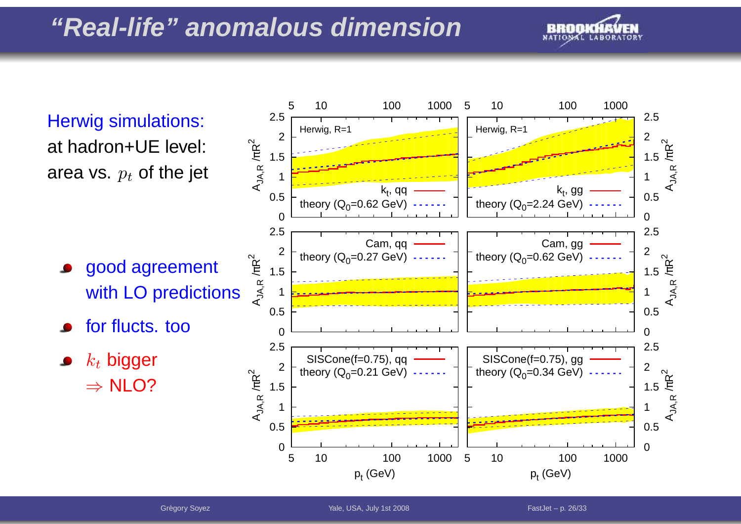# “Real-life” anomalous dimension

Herwig simulations:
at hadron+UE level:
area vs. $p_t$ of the jet

- good agreement with LO predictions
- for flucts. too
- $k_t$ bigger $\Rightarrow$ NLO?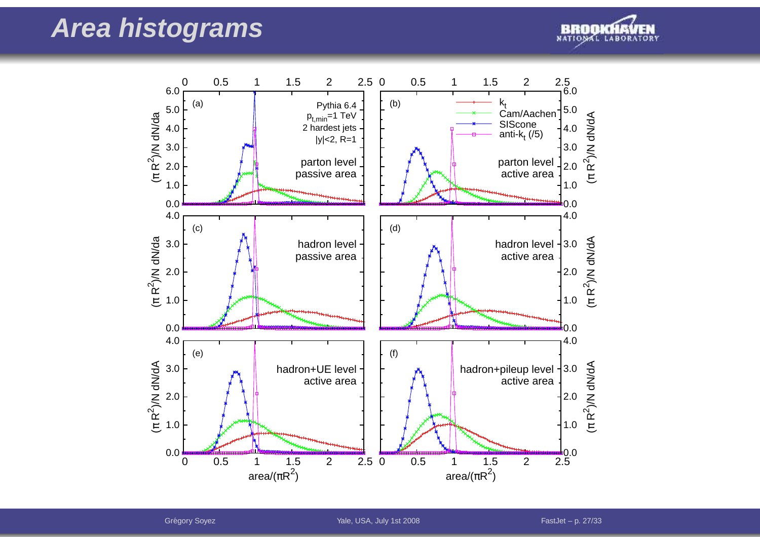# Area histograms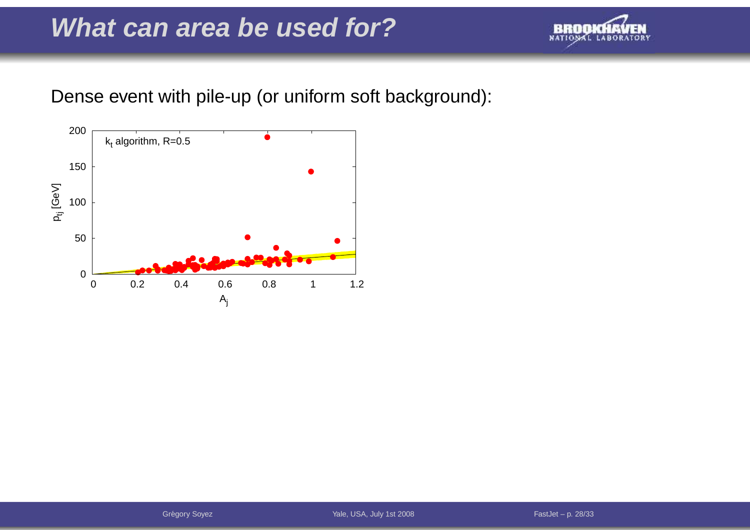# What can area be used for?

Dense event with pile-up (or uniform soft background):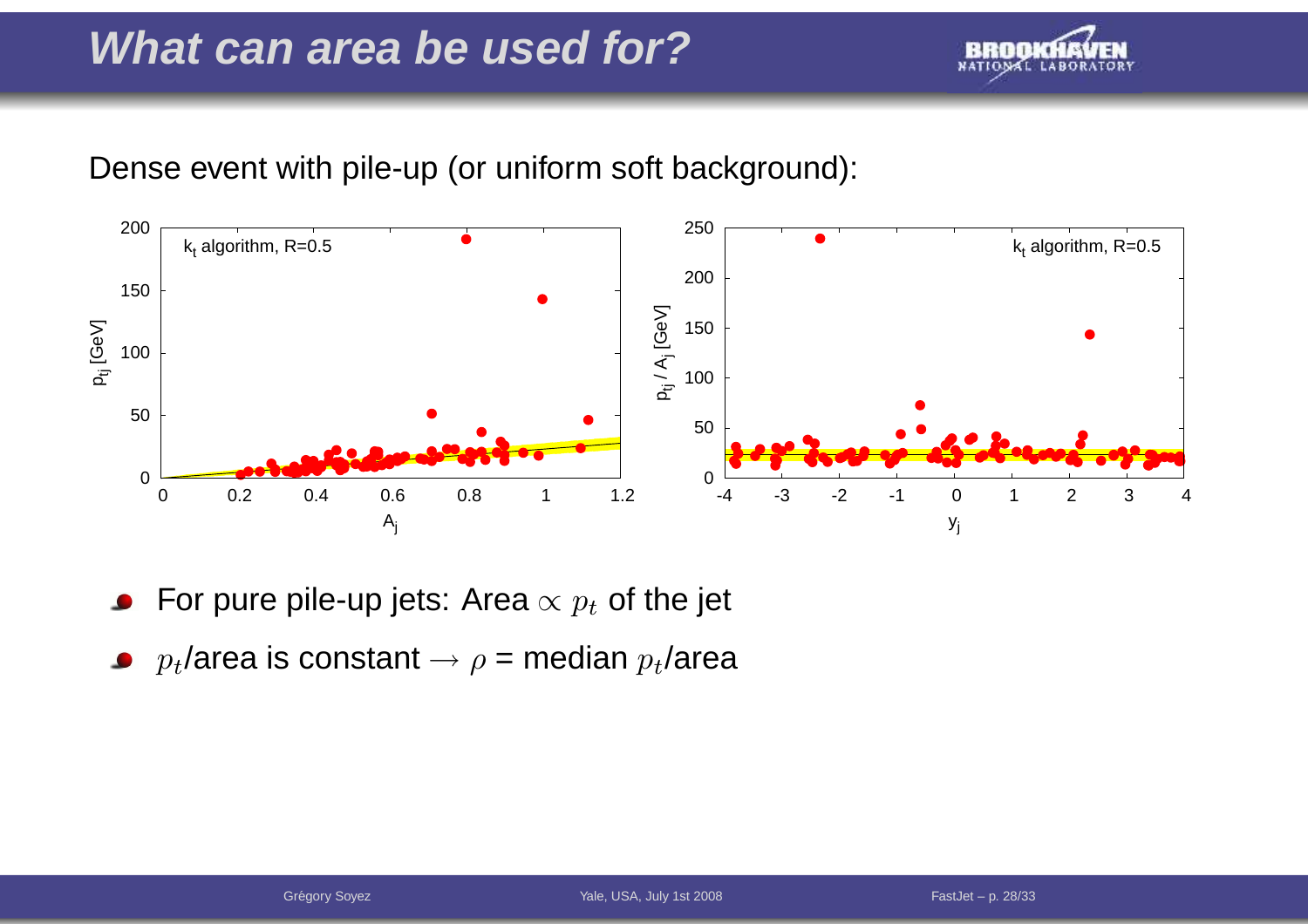# What can area be used for?

Dense event with pile-up (or uniform soft background):

- For pure pile-up jets: Area $\propto p_t$ of the jet
- $p_t$/area is constant $\rightarrow \rho$ = median $p_t$/area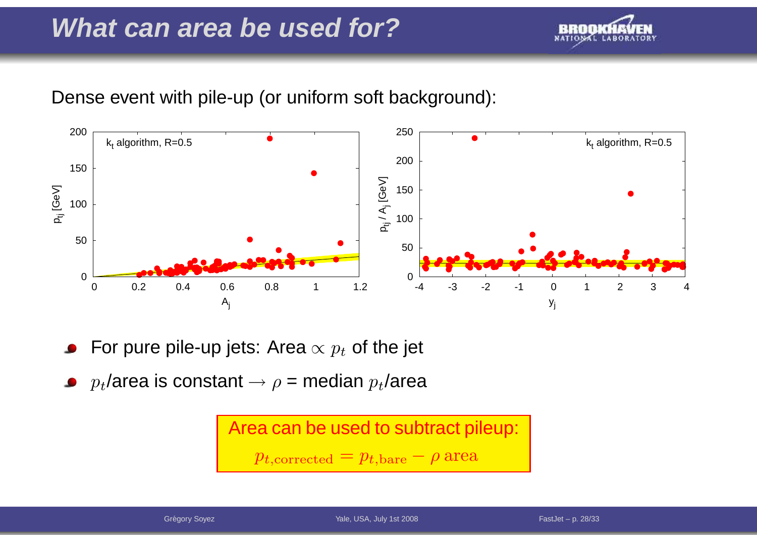# What can area be used for?

Dense event with pile-up (or uniform soft background):

- For pure pile-up jets: Area $\propto p_t$ of the jet
- $p_t$/area is constant $\rightarrow \rho$ = median $p_t$/area

**Area can be used to subtract pileup:**

$$p_{t,\text{corrected}} = p_{t,\text{bare}} - \rho \text{ area}$$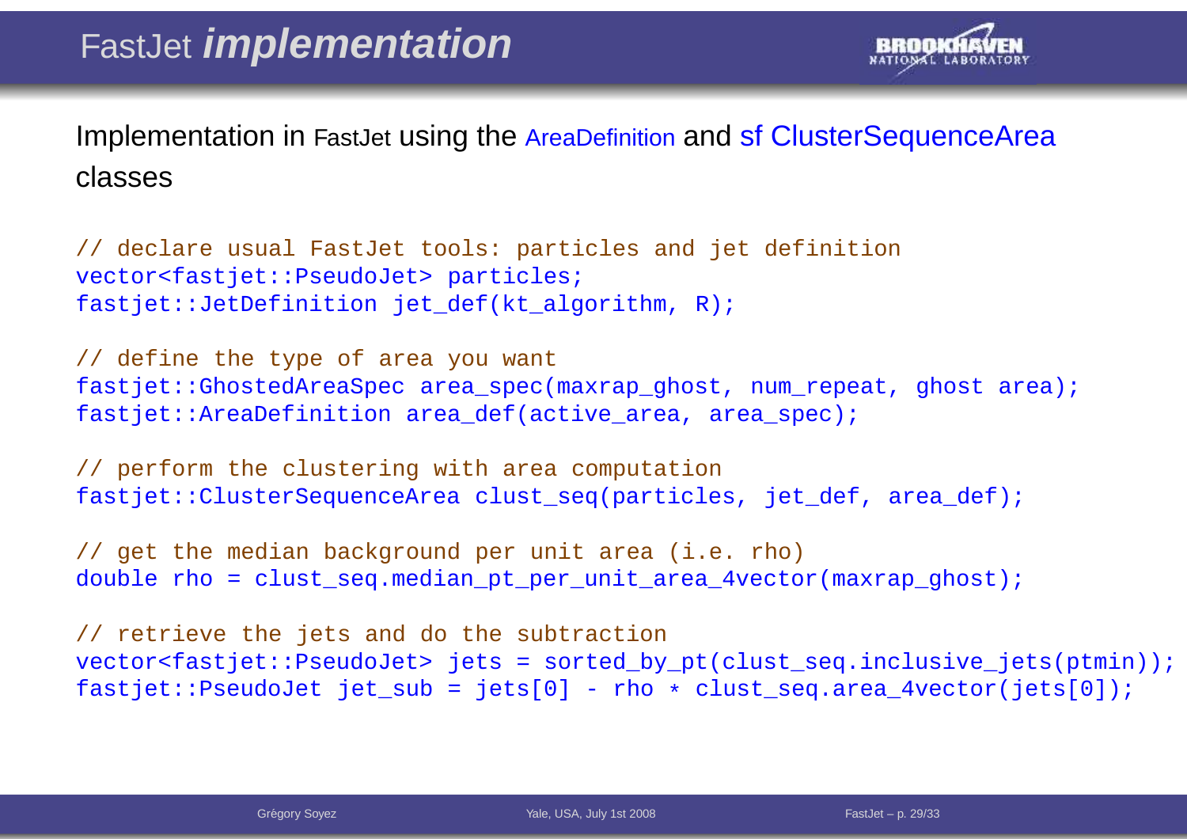# FastJet *implementation*

Implementation in FastJet using the AreaDefinition and sf ClusterSequenceArea classes

```
// declare usual FastJet tools: particles and jet definition
vector<fastjet::PseudoJet> particles;
fastjet::JetDefinition jet_def(kt_algorithm, R);

// define the type of area you want
fastjet::GhostedAreaSpec area_spec(maxrap_ghost, num_repeat, ghost area);
fastjet::AreaDefinition area_def(active_area, area_spec);

// perform the clustering with area computation
fastjet::ClusterSequenceArea clust_seq(particles, jet_def, area_def);

// get the median background per unit area (i.e. rho)
double rho = clust_seq.median_pt_per_unit_area_4vector(maxrap_ghost);

// retrieve the jets and do the subtraction
vector<fastjet::PseudoJet> jets = sorted_by_pt(clust_seq.inclusive_jets(ptmin));
fastjet::PseudoJet jet_sub = jets[0] - rho * clust_seq.area_4vector(jets[0]);
```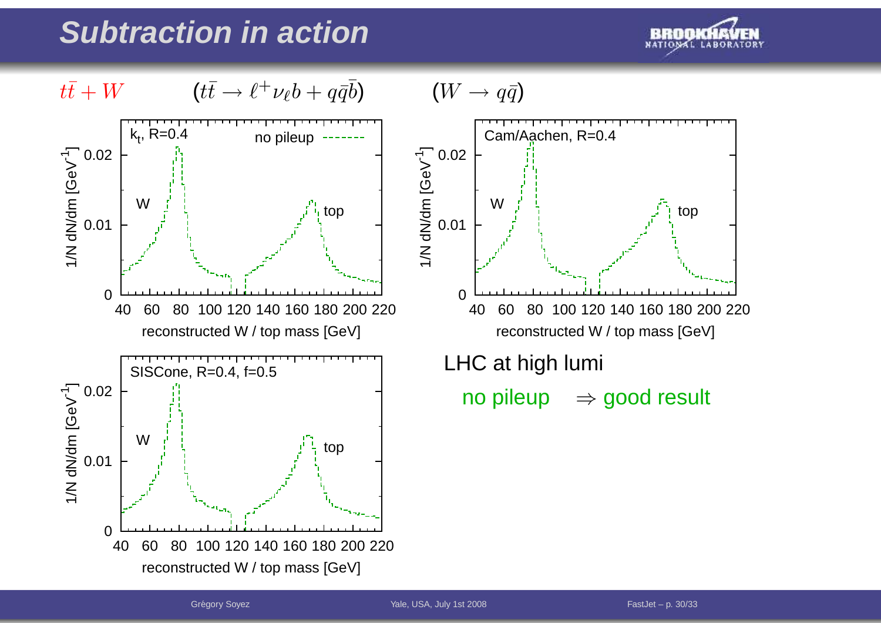# Subtraction in action

$t\bar{t} + W$ $\quad$ $(t\bar{t} \to \ell^+ \nu_\ell b + q\bar{q}\bar{b})$ $\quad$ $(W \to q\bar{q})$

LHC at high lumi

no pileup $\Rightarrow$ good result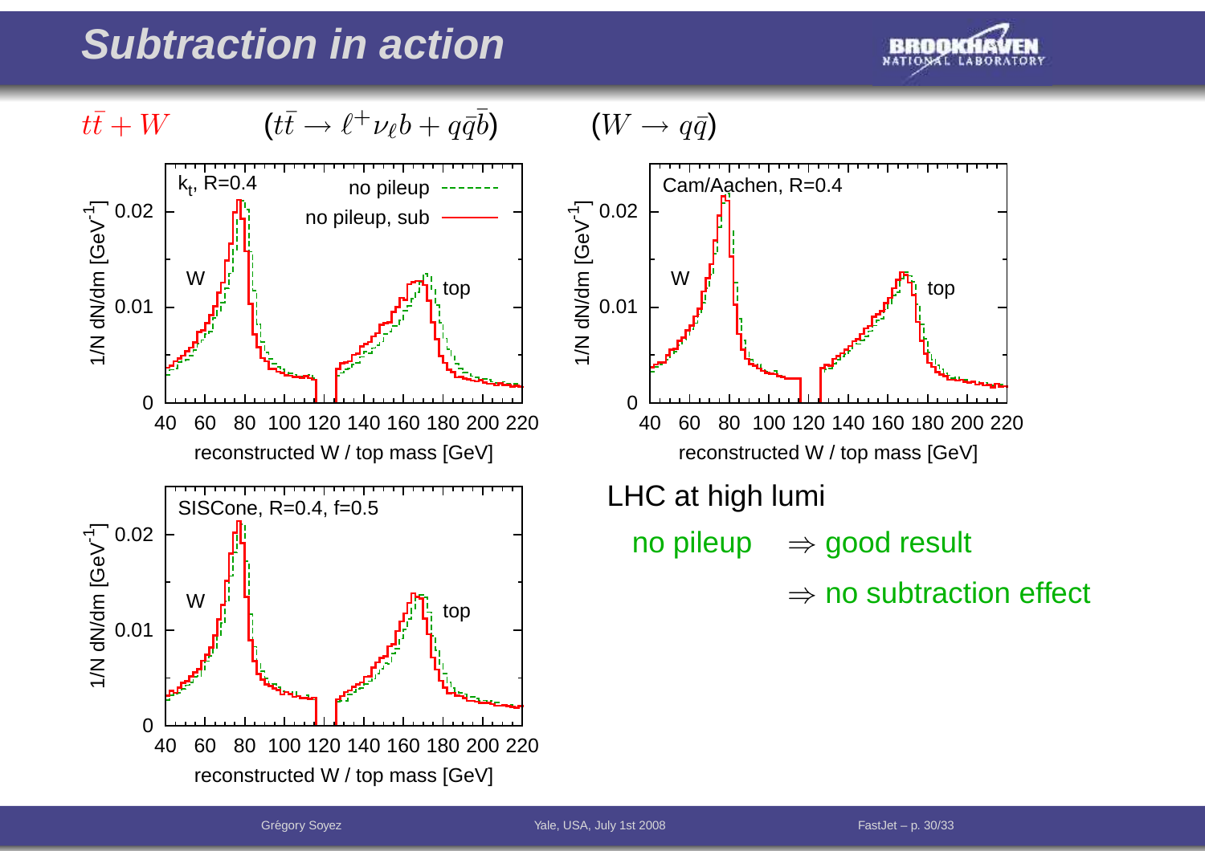# Subtraction in action

$t\bar{t} + W$ $\quad (t\bar{t} \to \ell^+ \nu_\ell b + q\bar{q}\bar{b})$ $\quad (W \to q\bar{q})$

LHC at high lumi

no pileup $\Rightarrow$ good result

$\Rightarrow$ no subtraction effect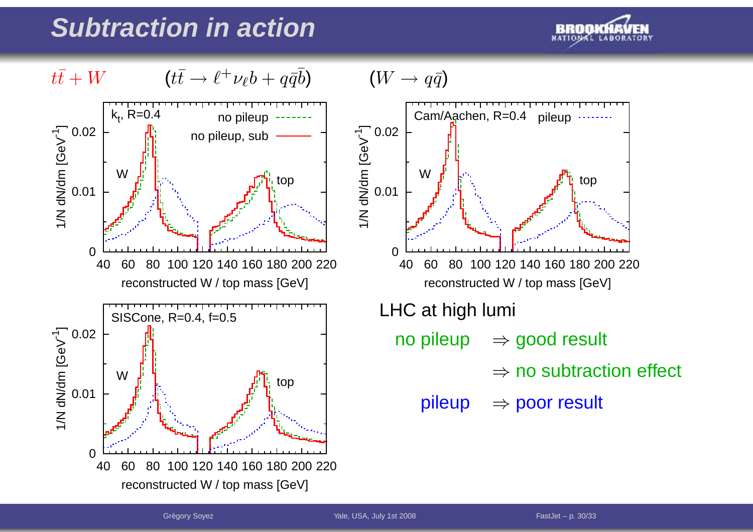# Subtraction in action

$t\bar{t} + W$ $\quad (t\bar{t} \to \ell^+ \nu_\ell b + q\bar{q}\bar{b}) \quad (W \to q\bar{q})$

LHC at high lumi

- no pileup $\Rightarrow$ good result
  - $\Rightarrow$ no subtraction effect
- pileup $\Rightarrow$ poor result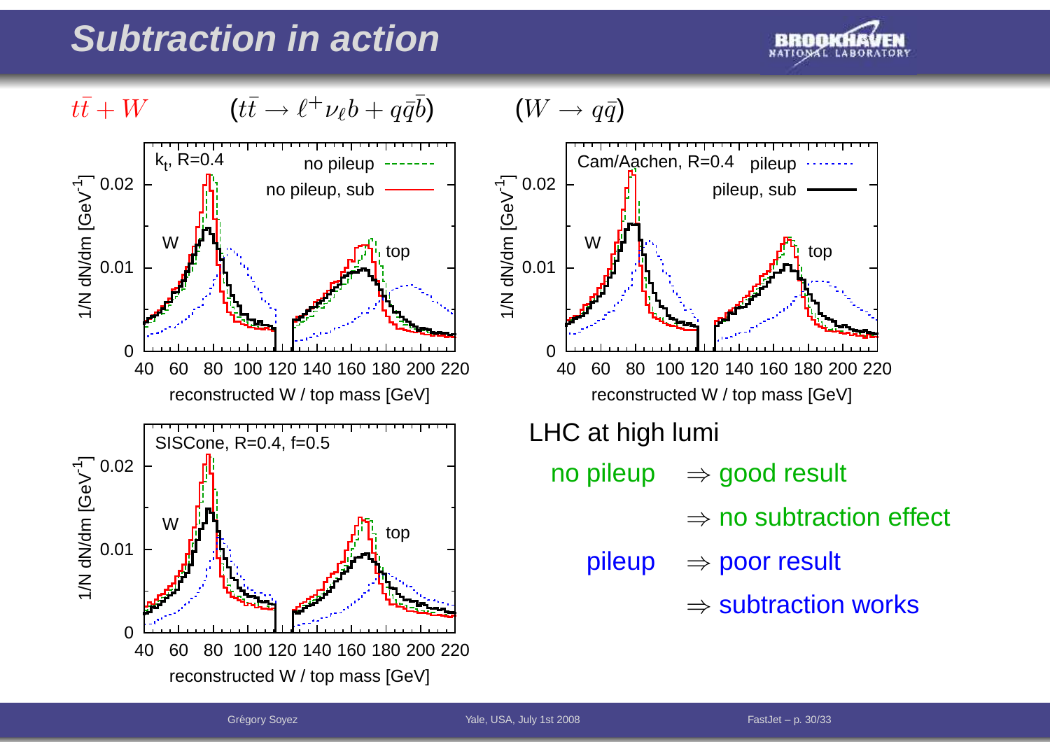# Subtraction in action

$t\bar{t} + W$ $\quad (t\bar{t} \to \ell^+\nu_\ell b + q\bar{q}\bar{b})$ $\quad (W \to q\bar{q})$

LHC at high lumi

- no pileup ⇒ good result
  - ⇒ no subtraction effect
- pileup ⇒ poor result
  - ⇒ subtraction works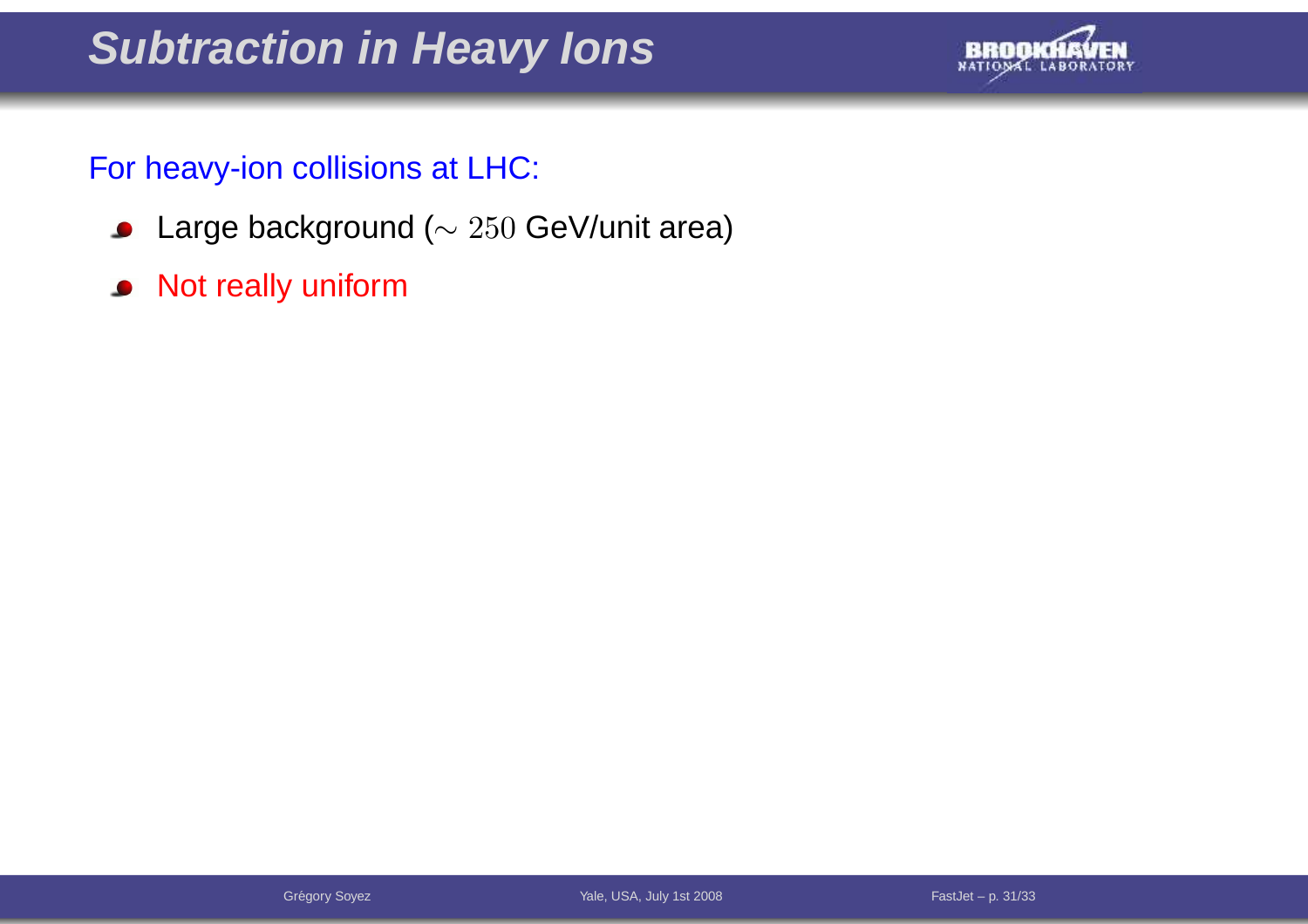# Subtraction in Heavy Ions

For heavy-ion collisions at LHC:

- Large background ($\sim 250$ GeV/unit area)
- Not really uniform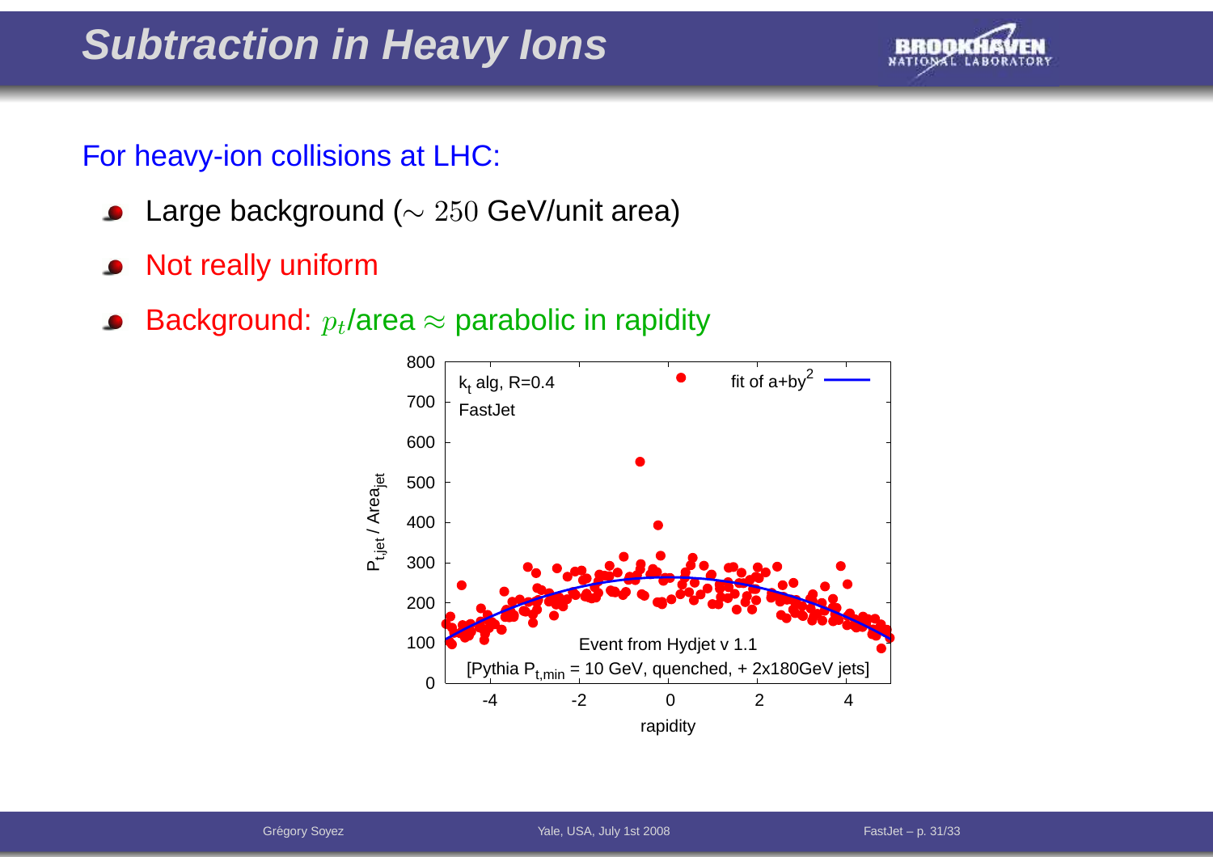# Subtraction in Heavy Ions

For heavy-ion collisions at LHC:

- Large background ($\sim 250$ GeV/unit area)
- Not really uniform
- Background: $p_t$/area $\approx$ parabolic in rapidity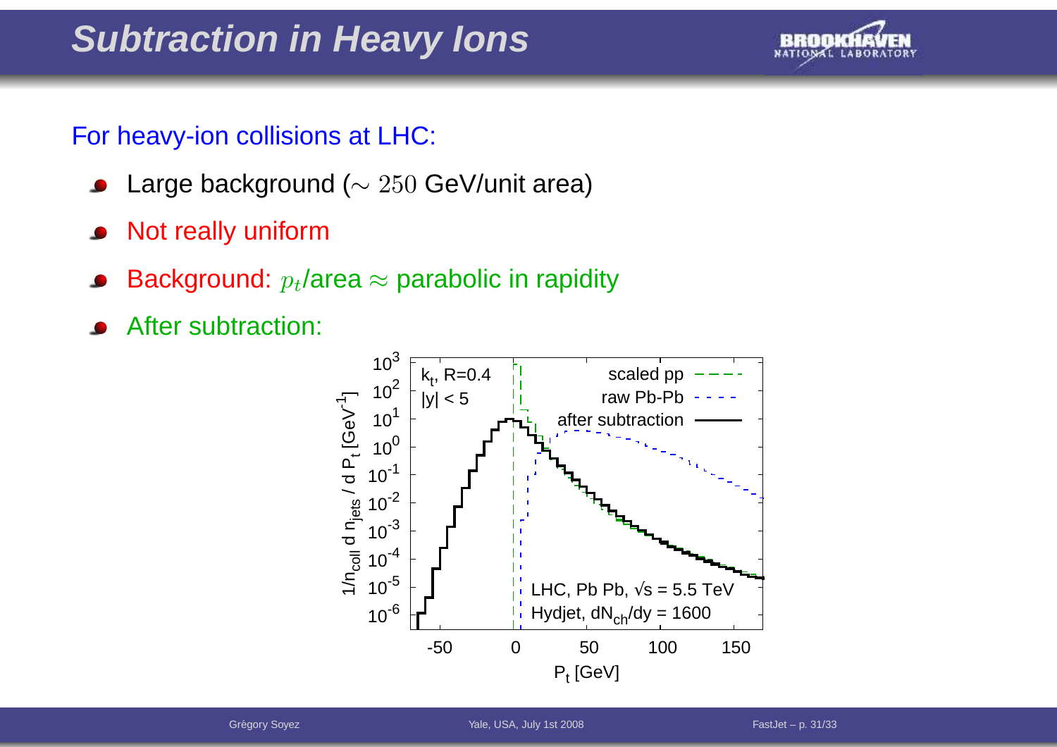# Subtraction in Heavy Ions

For heavy-ion collisions at LHC:

- Large background ($\sim 250$ GeV/unit area)
- Not really uniform
- Background: $p_t$/area $\approx$ parabolic in rapidity
- After subtraction: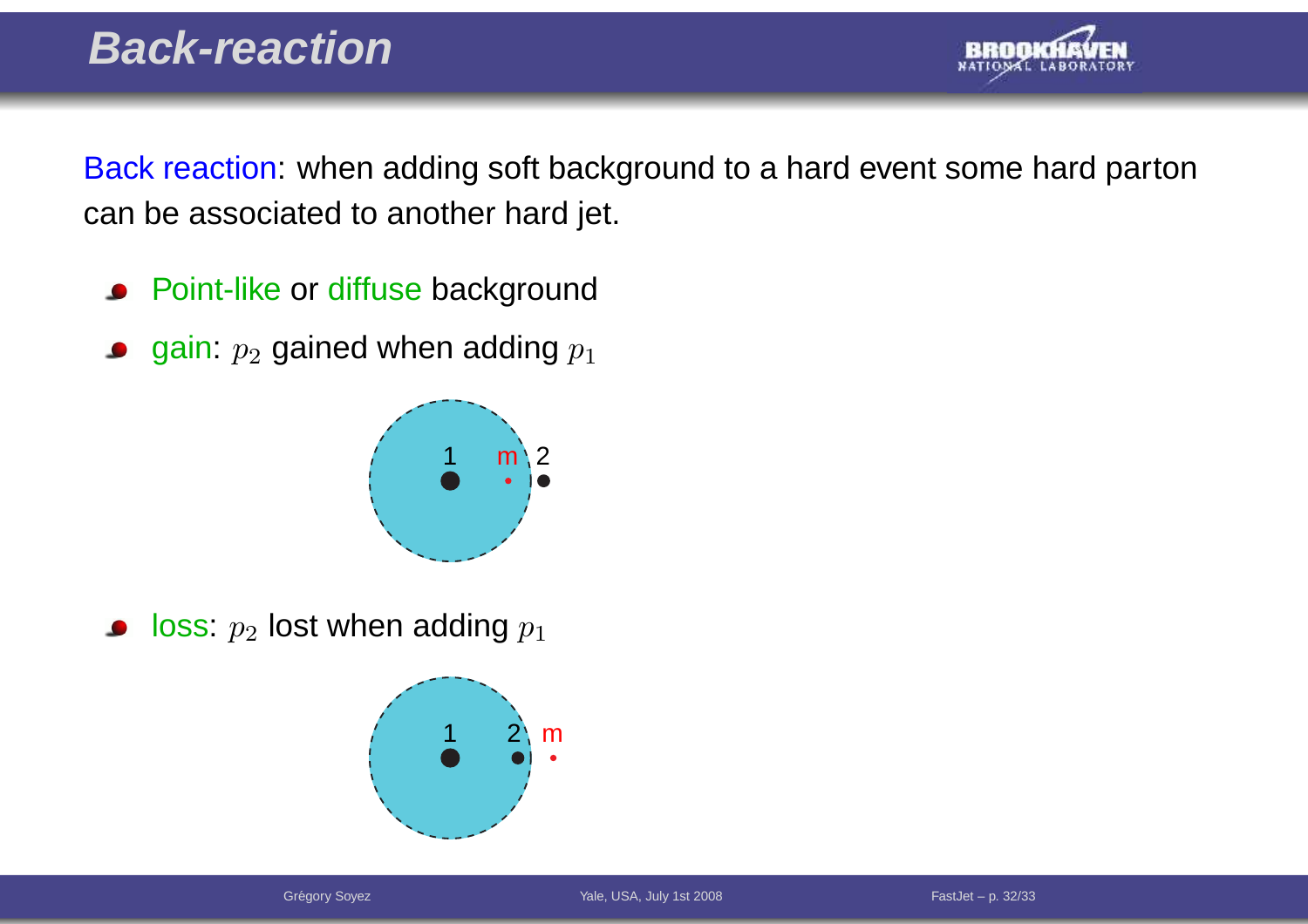# Back-reaction

Back reaction: when adding soft background to a hard event some hard parton can be associated to another hard jet.

- Point-like or diffuse background
- gain: $p_2$ gained when adding $p_1$
- loss: $p_2$ lost when adding $p_1$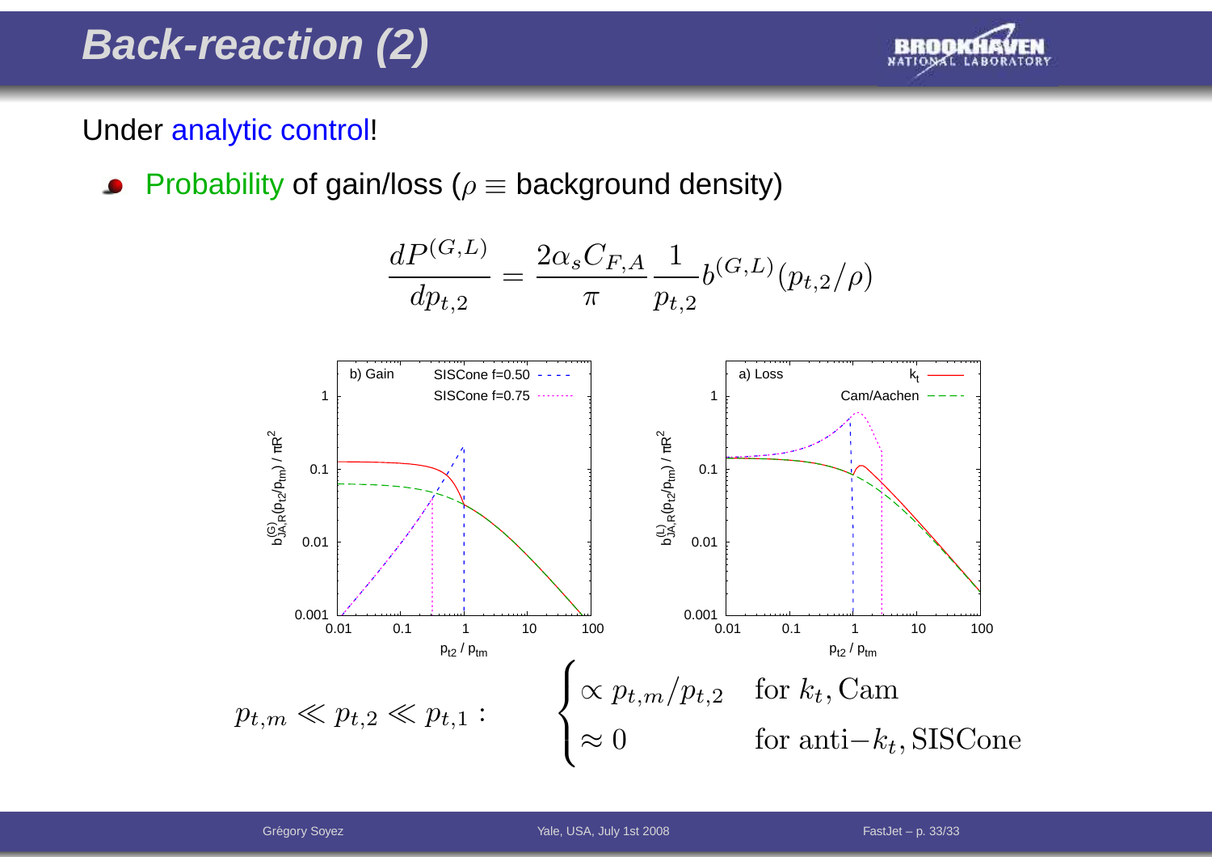# Back-reaction (2)

Under analytic control!

- Probability of gain/loss ($\rho \equiv$ background density)

$$\frac{dP^{(G,L)}}{dp_{t,2}} = \frac{2\alpha_s C_{F,A}}{\pi} \frac{1}{p_{t,2}} b^{(G,L)}(p_{t,2}/\rho)$$

$$p_{t,m} \ll p_{t,2} \ll p_{t,1}: \quad \begin{cases} \propto p_{t,m}/p_{t,2} & \text{for } k_t, \text{Cam} \\ \approx 0 & \text{for anti}-k_t, \text{SISCone} \end{cases}$$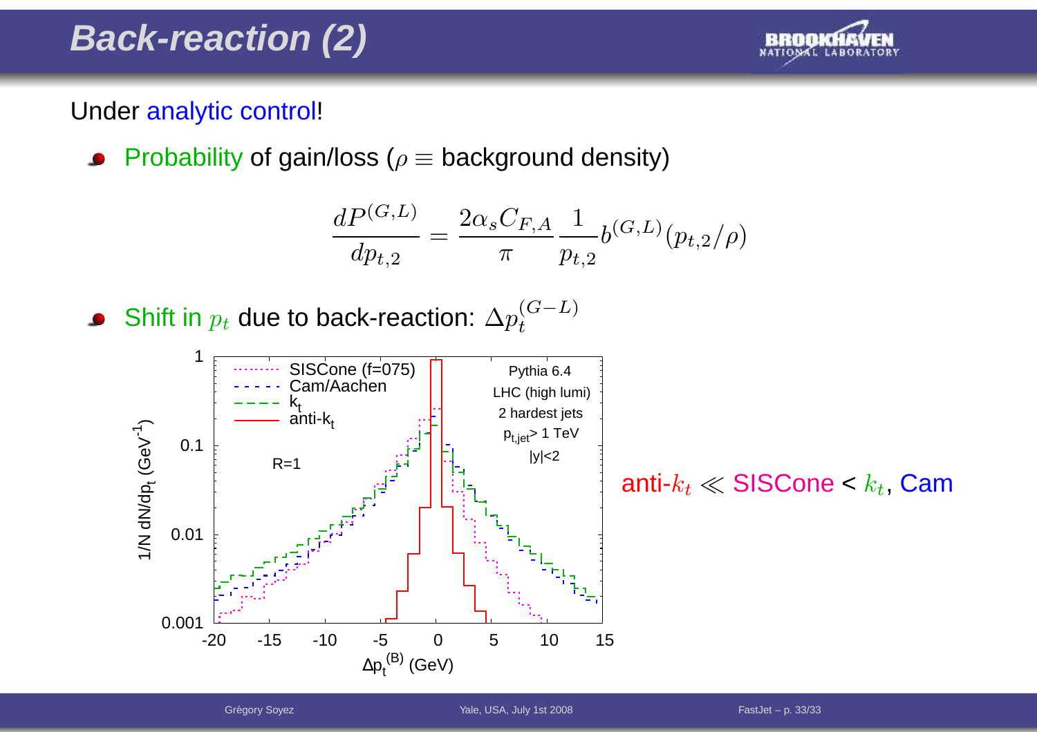# Back-reaction (2)

Under analytic control!

- Probability of gain/loss ($\rho \equiv$ background density)

$$\frac{dP^{(G,L)}}{dp_{t,2}} = \frac{2\alpha_s C_{F,A}}{\pi} \frac{1}{p_{t,2}} b^{(G,L)}(p_{t,2}/\rho)$$

- Shift in $p_t$ due to back-reaction: $\Delta p_t^{(G-L)}$

anti-$k_t$ $\ll$ SISCone < $k_t$, Cam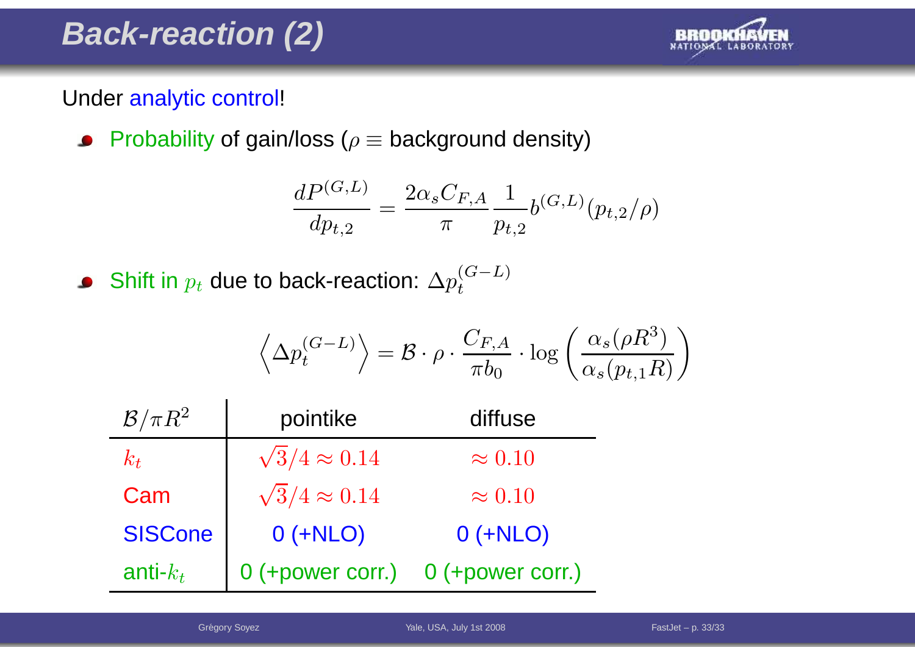# Back-reaction (2)

Under analytic control!

- Probability of gain/loss ($\rho \equiv$ background density)

$$\frac{dP^{(G,L)}}{dp_{t,2}} = \frac{2\alpha_s C_{F,A}}{\pi} \frac{1}{p_{t,2}} b^{(G,L)}(p_{t,2}/\rho)$$

- Shift in $p_t$ due to back-reaction: $\Delta p_t^{(G-L)}$

$$\left\langle \Delta p_t^{(G-L)} \right\rangle = \mathcal{B} \cdot \rho \cdot \frac{C_{F,A}}{\pi b_0} \cdot \log\left(\frac{\alpha_s(\rho R^3)}{\alpha_s(p_{t,1} R)}\right)$$

| $\mathcal{B}/\pi R^2$ | pointike | diffuse |
|---|---|---|
| $k_t$ | $\sqrt{3}/4 \approx 0.14$ | $\approx 0.10$ |
| Cam | $\sqrt{3}/4 \approx 0.14$ | $\approx 0.10$ |
| SISCone | 0 (+NLO) | 0 (+NLO) |
| anti-$k_t$ | 0 (+power corr.) | 0 (+power corr.) |